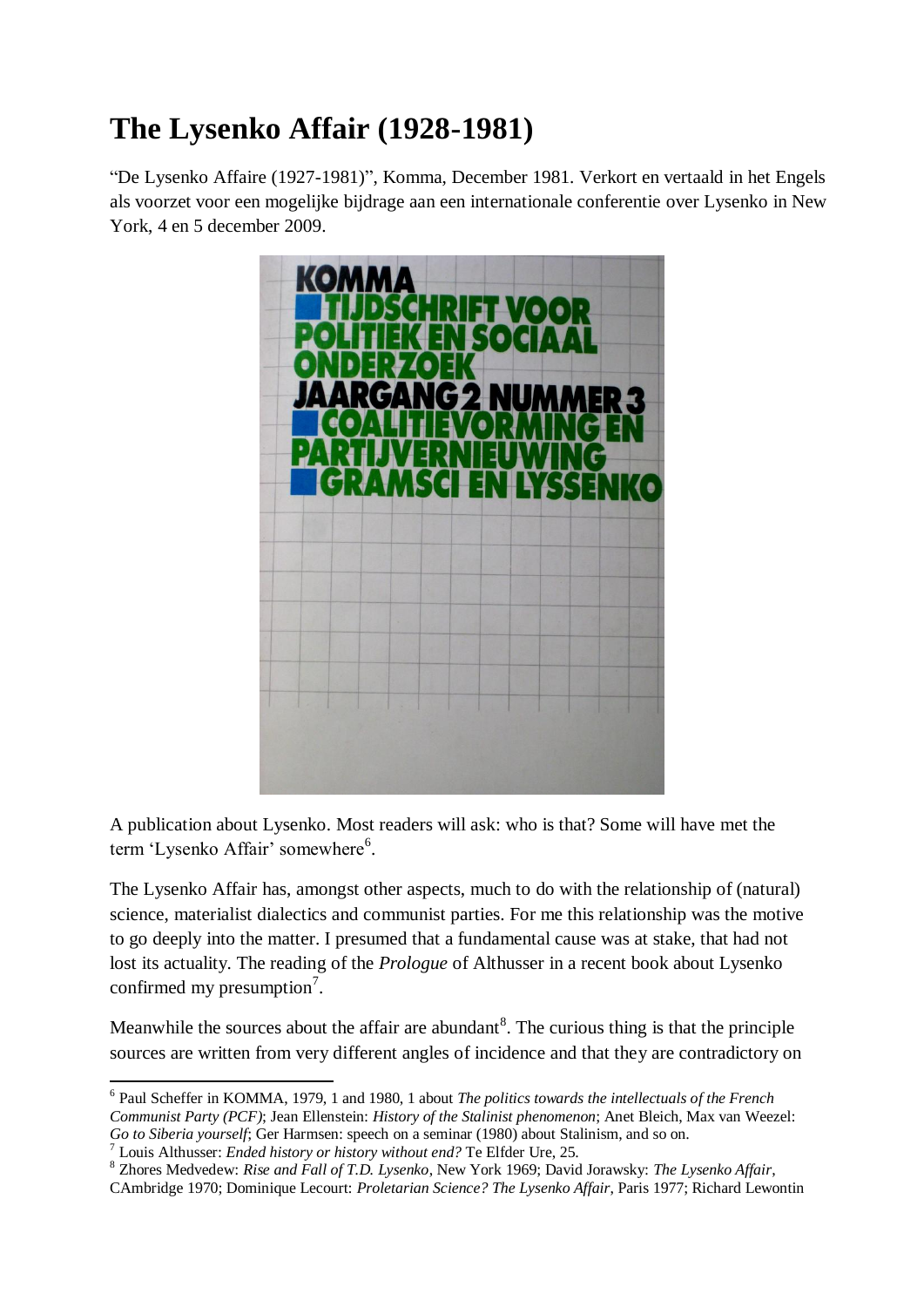# The Lysenko Affair (1928-1981)

"De Lysenko Affaire (1927-1981)", Komma, December 1981. Verkort en vertaald in het Engels als voorzet voor een mogelijke bijdrage aan een internationale conferentie over Lysenko in New York, 4 en 5 december 2009.

A publication about Lysenko. Most readers will ask: who is that? Some will have met the term 'Lysenko Affair' somewhere[6].

The Lysenko Affair has, amongst other aspects, much to do with the relationship of (natural) science, materialist dialectics and communist parties. For me this relationship was the motive to go deeply into the matter. I presumed that a fundamental cause was at stake, that had not lost its actuality. The reading of the *Prologue* of Althusser in a recent book about Lysenko confirmed my presumption[7].

Meanwhile the sources about the affair are abundant[8]. The curious thing is that the principle sources are written from very different angles of incidence and that they are contradictory on

[6] Paul Scheffer in KOMMA, 1979, 1 and 1980, 1 about *The politics towards the intellectuals of the French Communist Party (PCF)*; Jean Ellenstein: *History of the Stalinist phenomenon*; Anet Bleich, Max van Weezel: *Go to Siberia yourself*; Ger Harmsen: speech on a seminar (1980) about Stalinism, and so on.

[7] Louis Althusser: *Ended history or history without end?* Te Elfder Ure, 25.

[8] Zhores Medvedew: *Rise and Fall of T.D. Lysenko*, New York 1969; David Jorawsky: *The Lysenko Affair*, CAmbridge 1970; Dominique Lecourt: *Proletarian Science? The Lysenko Affair*, Paris 1977; Richard Lewontin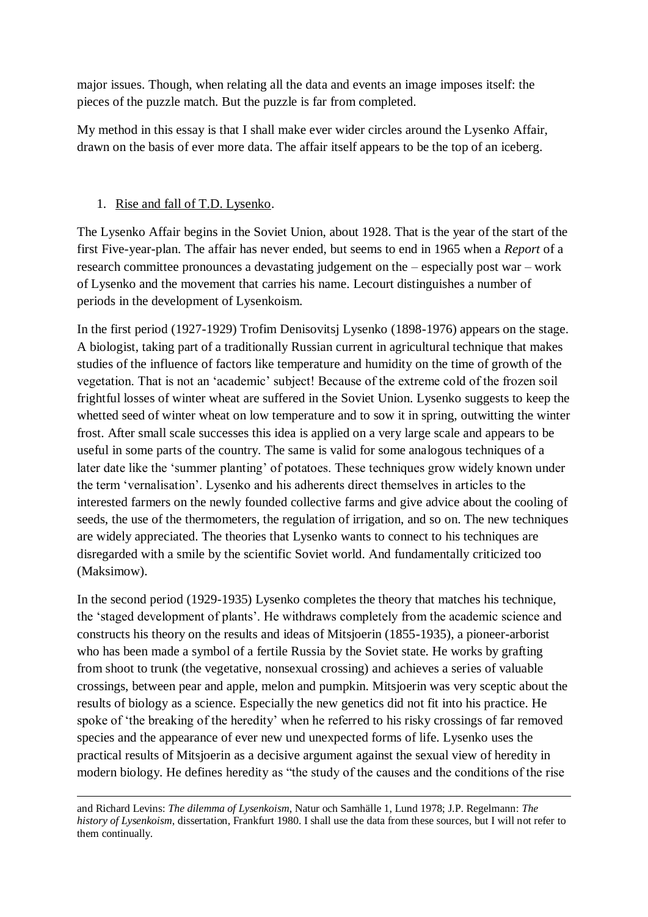major issues. Though, when relating all the data and events an image imposes itself: the pieces of the puzzle match. But the puzzle is far from completed.

My method in this essay is that I shall make ever wider circles around the Lysenko Affair, drawn on the basis of ever more data. The affair itself appears to be the top of an iceberg.

1. Rise and fall of T.D. Lysenko.

The Lysenko Affair begins in the Soviet Union, about 1928. That is the year of the start of the first Five-year-plan. The affair has never ended, but seems to end in 1965 when a *Report* of a research committee pronounces a devastating judgement on the – especially post war – work of Lysenko and the movement that carries his name. Lecourt distinguishes a number of periods in the development of Lysenkoism.

In the first period (1927-1929) Trofim Denisovitsj Lysenko (1898-1976) appears on the stage. A biologist, taking part of a traditionally Russian current in agricultural technique that makes studies of the influence of factors like temperature and humidity on the time of growth of the vegetation. That is not an 'academic' subject! Because of the extreme cold of the frozen soil frightful losses of winter wheat are suffered in the Soviet Union. Lysenko suggests to keep the whetted seed of winter wheat on low temperature and to sow it in spring, outwitting the winter frost. After small scale successes this idea is applied on a very large scale and appears to be useful in some parts of the country. The same is valid for some analogous techniques of a later date like the 'summer planting' of potatoes. These techniques grow widely known under the term 'vernalisation'. Lysenko and his adherents direct themselves in articles to the interested farmers on the newly founded collective farms and give advice about the cooling of seeds, the use of the thermometers, the regulation of irrigation, and so on. The new techniques are widely appreciated. The theories that Lysenko wants to connect to his techniques are disregarded with a smile by the scientific Soviet world. And fundamentally criticized too (Maksimow).

In the second period (1929-1935) Lysenko completes the theory that matches his technique, the 'staged development of plants'. He withdraws completely from the academic science and constructs his theory on the results and ideas of Mitsjoerin (1855-1935), a pioneer-arborist who has been made a symbol of a fertile Russia by the Soviet state. He works by grafting from shoot to trunk (the vegetative, nonsexual crossing) and achieves a series of valuable crossings, between pear and apple, melon and pumpkin. Mitsjoerin was very sceptic about the results of biology as a science. Especially the new genetics did not fit into his practice. He spoke of 'the breaking of the heredity' when he referred to his risky crossings of far removed species and the appearance of ever new und unexpected forms of life. Lysenko uses the practical results of Mitsjoerin as a decisive argument against the sexual view of heredity in modern biology. He defines heredity as "the study of the causes and the conditions of the rise

---

and Richard Levins: *The dilemma of Lysenkoism*, Natur och Samhälle 1, Lund 1978; J.P. Regelmann: *The history of Lysenkoism*, dissertation, Frankfurt 1980. I shall use the data from these sources, but I will not refer to them continually.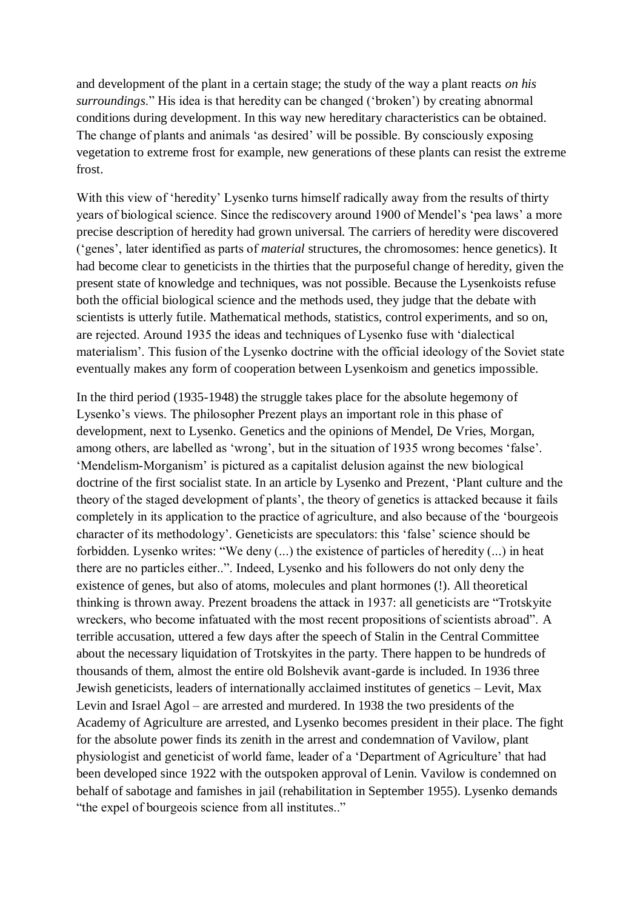and development of the plant in a certain stage; the study of the way a plant reacts *on his surroundings*." His idea is that heredity can be changed ('broken') by creating abnormal conditions during development. In this way new hereditary characteristics can be obtained. The change of plants and animals 'as desired' will be possible. By consciously exposing vegetation to extreme frost for example, new generations of these plants can resist the extreme frost.

With this view of 'heredity' Lysenko turns himself radically away from the results of thirty years of biological science. Since the rediscovery around 1900 of Mendel's 'pea laws' a more precise description of heredity had grown universal. The carriers of heredity were discovered ('genes', later identified as parts of *material* structures, the chromosomes: hence genetics). It had become clear to geneticists in the thirties that the purposeful change of heredity, given the present state of knowledge and techniques, was not possible. Because the Lysenkoists refuse both the official biological science and the methods used, they judge that the debate with scientists is utterly futile. Mathematical methods, statistics, control experiments, and so on, are rejected. Around 1935 the ideas and techniques of Lysenko fuse with 'dialectical materialism'. This fusion of the Lysenko doctrine with the official ideology of the Soviet state eventually makes any form of cooperation between Lysenkoism and genetics impossible.

In the third period (1935-1948) the struggle takes place for the absolute hegemony of Lysenko's views. The philosopher Prezent plays an important role in this phase of development, next to Lysenko. Genetics and the opinions of Mendel, De Vries, Morgan, among others, are labelled as 'wrong', but in the situation of 1935 wrong becomes 'false'. 'Mendelism-Morganism' is pictured as a capitalist delusion against the new biological doctrine of the first socialist state. In an article by Lysenko and Prezent, 'Plant culture and the theory of the staged development of plants', the theory of genetics is attacked because it fails completely in its application to the practice of agriculture, and also because of the 'bourgeois character of its methodology'. Geneticists are speculators: this 'false' science should be forbidden. Lysenko writes: "We deny (...) the existence of particles of heredity (...) in heat there are no particles either..". Indeed, Lysenko and his followers do not only deny the existence of genes, but also of atoms, molecules and plant hormones (!). All theoretical thinking is thrown away. Prezent broadens the attack in 1937: all geneticists are "Trotskyite wreckers, who become infatuated with the most recent propositions of scientists abroad". A terrible accusation, uttered a few days after the speech of Stalin in the Central Committee about the necessary liquidation of Trotskyites in the party. There happen to be hundreds of thousands of them, almost the entire old Bolshevik avant-garde is included. In 1936 three Jewish geneticists, leaders of internationally acclaimed institutes of genetics – Levit, Max Levin and Israel Agol – are arrested and murdered. In 1938 the two presidents of the Academy of Agriculture are arrested, and Lysenko becomes president in their place. The fight for the absolute power finds its zenith in the arrest and condemnation of Vavilow, plant physiologist and geneticist of world fame, leader of a 'Department of Agriculture' that had been developed since 1922 with the outspoken approval of Lenin. Vavilow is condemned on behalf of sabotage and famishes in jail (rehabilitation in September 1955). Lysenko demands "the expel of bourgeois science from all institutes.."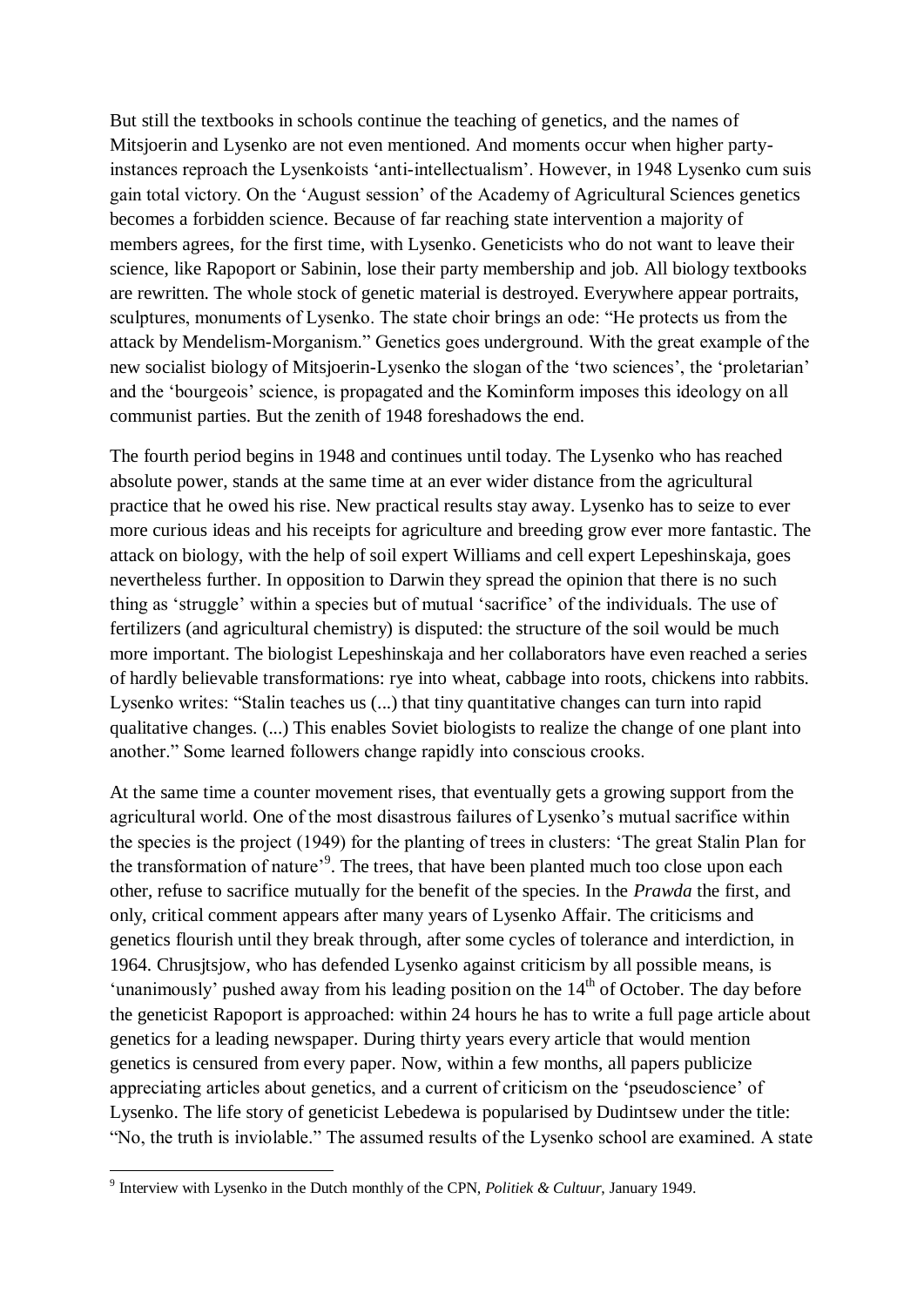But still the textbooks in schools continue the teaching of genetics, and the names of Mitsjoerin and Lysenko are not even mentioned. And moments occur when higher party-instances reproach the Lysenkoists 'anti-intellectualism'. However, in 1948 Lysenko cum suis gain total victory. On the 'August session' of the Academy of Agricultural Sciences genetics becomes a forbidden science. Because of far reaching state intervention a majority of members agrees, for the first time, with Lysenko. Geneticists who do not want to leave their science, like Rapoport or Sabinin, lose their party membership and job. All biology textbooks are rewritten. The whole stock of genetic material is destroyed. Everywhere appear portraits, sculptures, monuments of Lysenko. The state choir brings an ode: "He protects us from the attack by Mendelism-Morganism." Genetics goes underground. With the great example of the new socialist biology of Mitsjoerin-Lysenko the slogan of the 'two sciences', the 'proletarian' and the 'bourgeois' science, is propagated and the Kominform imposes this ideology on all communist parties. But the zenith of 1948 foreshadows the end.

The fourth period begins in 1948 and continues until today. The Lysenko who has reached absolute power, stands at the same time at an ever wider distance from the agricultural practice that he owed his rise. New practical results stay away. Lysenko has to seize to ever more curious ideas and his receipts for agriculture and breeding grow ever more fantastic. The attack on biology, with the help of soil expert Williams and cell expert Lepeshinskaja, goes nevertheless further. In opposition to Darwin they spread the opinion that there is no such thing as 'struggle' within a species but of mutual 'sacrifice' of the individuals. The use of fertilizers (and agricultural chemistry) is disputed: the structure of the soil would be much more important. The biologist Lepeshinskaja and her collaborators have even reached a series of hardly believable transformations: rye into wheat, cabbage into roots, chickens into rabbits. Lysenko writes: "Stalin teaches us (...) that tiny quantitative changes can turn into rapid qualitative changes. (...) This enables Soviet biologists to realize the change of one plant into another." Some learned followers change rapidly into conscious crooks.

At the same time a counter movement rises, that eventually gets a growing support from the agricultural world. One of the most disastrous failures of Lysenko's mutual sacrifice within the species is the project (1949) for the planting of trees in clusters: 'The great Stalin Plan for the transformation of nature'[9]. The trees, that have been planted much too close upon each other, refuse to sacrifice mutually for the benefit of the species. In the *Prawda* the first, and only, critical comment appears after many years of Lysenko Affair. The criticisms and genetics flourish until they break through, after some cycles of tolerance and interdiction, in 1964. Chrusjtsjow, who has defended Lysenko against criticism by all possible means, is 'unanimously' pushed away from his leading position on the 14th of October. The day before the geneticist Rapoport is approached: within 24 hours he has to write a full page article about genetics for a leading newspaper. During thirty years every article that would mention genetics is censured from every paper. Now, within a few months, all papers publicize appreciating articles about genetics, and a current of criticism on the 'pseudoscience' of Lysenko. The life story of geneticist Lebedewa is popularised by Dudintsew under the title: "No, the truth is inviolable." The assumed results of the Lysenko school are examined. A state

---

[9] Interview with Lysenko in the Dutch monthly of the CPN, *Politiek & Cultuur*, January 1949.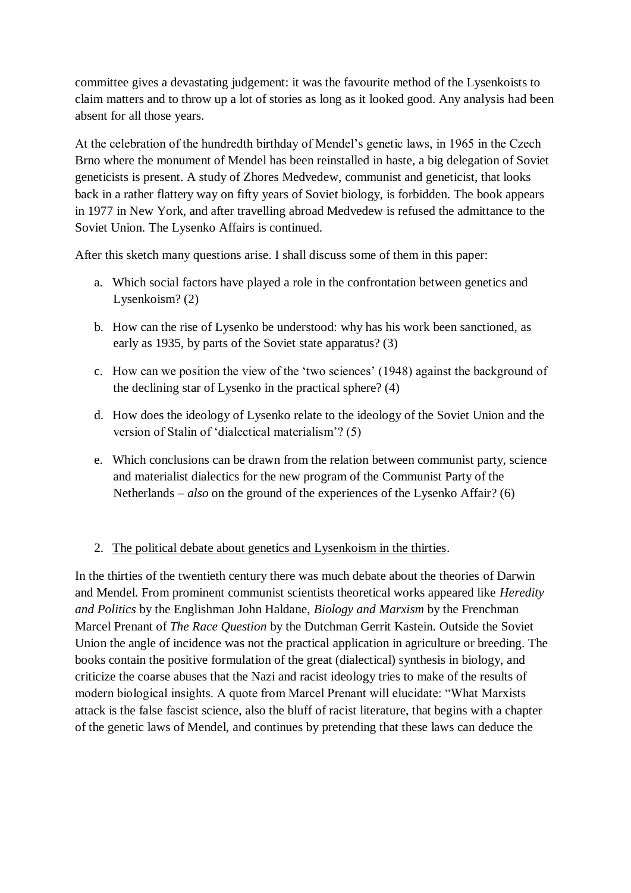committee gives a devastating judgement: it was the favourite method of the Lysenkoists to claim matters and to throw up a lot of stories as long as it looked good. Any analysis had been absent for all those years.

At the celebration of the hundredth birthday of Mendel's genetic laws, in 1965 in the Czech Brno where the monument of Mendel has been reinstalled in haste, a big delegation of Soviet geneticists is present. A study of Zhores Medvedew, communist and geneticist, that looks back in a rather flattery way on fifty years of Soviet biology, is forbidden. The book appears in 1977 in New York, and after travelling abroad Medvedew is refused the admittance to the Soviet Union. The Lysenko Affairs is continued.

After this sketch many questions arise. I shall discuss some of them in this paper:

a. Which social factors have played a role in the confrontation between genetics and Lysenkoism? (2)
b. How can the rise of Lysenko be understood: why has his work been sanctioned, as early as 1935, by parts of the Soviet state apparatus? (3)
c. How can we position the view of the 'two sciences' (1948) against the background of the declining star of Lysenko in the practical sphere? (4)
d. How does the ideology of Lysenko relate to the ideology of the Soviet Union and the version of Stalin of 'dialectical materialism'? (5)
e. Which conclusions can be drawn from the relation between communist party, science and materialist dialectics for the new program of the Communist Party of the Netherlands – *also* on the ground of the experiences of the Lysenko Affair? (6)

## 2. The political debate about genetics and Lysenkoism in the thirties.

In the thirties of the twentieth century there was much debate about the theories of Darwin and Mendel. From prominent communist scientists theoretical works appeared like *Heredity and Politics* by the Englishman John Haldane, *Biology and Marxism* by the Frenchman Marcel Prenant of *The Race Question* by the Dutchman Gerrit Kastein. Outside the Soviet Union the angle of incidence was not the practical application in agriculture or breeding. The books contain the positive formulation of the great (dialectical) synthesis in biology, and criticize the coarse abuses that the Nazi and racist ideology tries to make of the results of modern biological insights. A quote from Marcel Prenant will elucidate: "What Marxists attack is the false fascist science, also the bluff of racist literature, that begins with a chapter of the genetic laws of Mendel, and continues by pretending that these laws can deduce the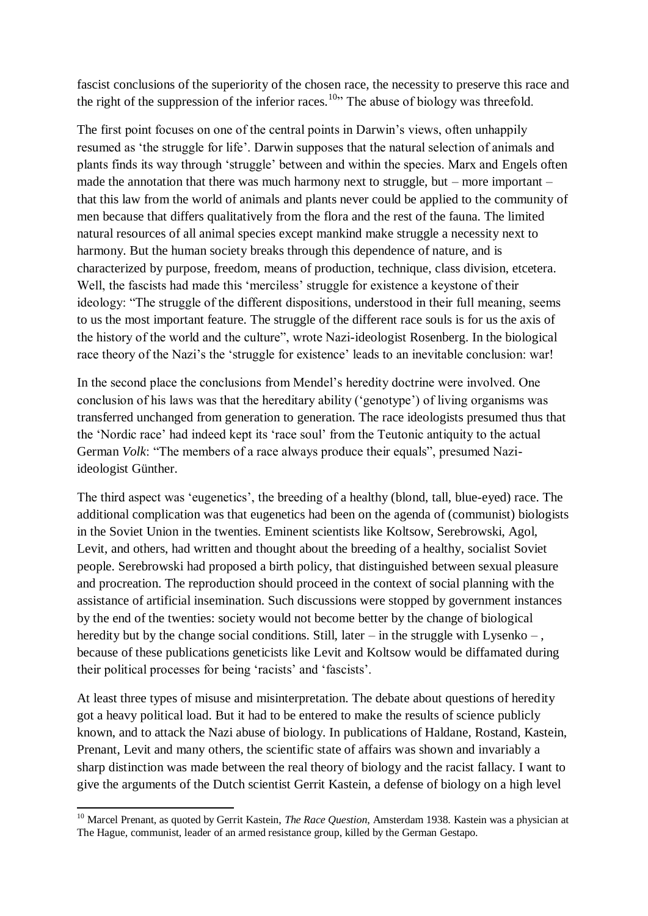fascist conclusions of the superiority of the chosen race, the necessity to preserve this race and the right of the suppression of the inferior races.[10]" The abuse of biology was threefold.

The first point focuses on one of the central points in Darwin's views, often unhappily resumed as 'the struggle for life'. Darwin supposes that the natural selection of animals and plants finds its way through 'struggle' between and within the species. Marx and Engels often made the annotation that there was much harmony next to struggle, but – more important – that this law from the world of animals and plants never could be applied to the community of men because that differs qualitatively from the flora and the rest of the fauna. The limited natural resources of all animal species except mankind make struggle a necessity next to harmony. But the human society breaks through this dependence of nature, and is characterized by purpose, freedom, means of production, technique, class division, etcetera. Well, the fascists had made this 'merciless' struggle for existence a keystone of their ideology: "The struggle of the different dispositions, understood in their full meaning, seems to us the most important feature. The struggle of the different race souls is for us the axis of the history of the world and the culture", wrote Nazi-ideologist Rosenberg. In the biological race theory of the Nazi's the 'struggle for existence' leads to an inevitable conclusion: war!

In the second place the conclusions from Mendel's heredity doctrine were involved. One conclusion of his laws was that the hereditary ability ('genotype') of living organisms was transferred unchanged from generation to generation. The race ideologists presumed thus that the 'Nordic race' had indeed kept its 'race soul' from the Teutonic antiquity to the actual German *Volk*: "The members of a race always produce their equals", presumed Nazi-ideologist Günther.

The third aspect was 'eugenetics', the breeding of a healthy (blond, tall, blue-eyed) race. The additional complication was that eugenetics had been on the agenda of (communist) biologists in the Soviet Union in the twenties. Eminent scientists like Koltsow, Serebrowski, Agol, Levit, and others, had written and thought about the breeding of a healthy, socialist Soviet people. Serebrowski had proposed a birth policy, that distinguished between sexual pleasure and procreation. The reproduction should proceed in the context of social planning with the assistance of artificial insemination. Such discussions were stopped by government instances by the end of the twenties: society would not become better by the change of biological heredity but by the change social conditions. Still, later – in the struggle with Lysenko – , because of these publications geneticists like Levit and Koltsow would be diffamated during their political processes for being 'racists' and 'fascists'.

At least three types of misuse and misinterpretation. The debate about questions of heredity got a heavy political load. But it had to be entered to make the results of science publicly known, and to attack the Nazi abuse of biology. In publications of Haldane, Rostand, Kastein, Prenant, Levit and many others, the scientific state of affairs was shown and invariably a sharp distinction was made between the real theory of biology and the racist fallacy. I want to give the arguments of the Dutch scientist Gerrit Kastein, a defense of biology on a high level

---

[10] Marcel Prenant, as quoted by Gerrit Kastein, *The Race Question*, Amsterdam 1938. Kastein was a physician at The Hague, communist, leader of an armed resistance group, killed by the German Gestapo.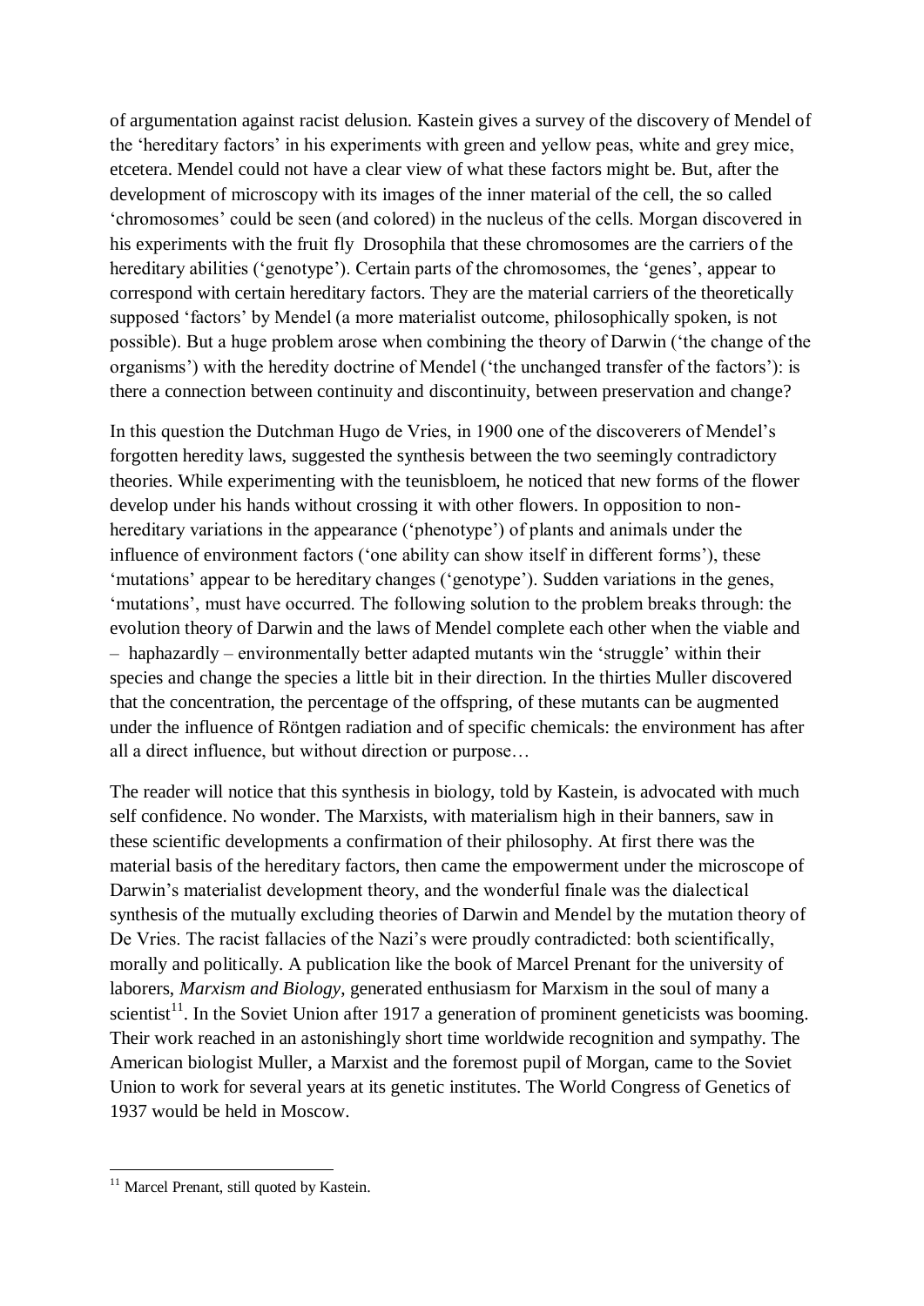of argumentation against racist delusion. Kastein gives a survey of the discovery of Mendel of the 'hereditary factors' in his experiments with green and yellow peas, white and grey mice, etcetera. Mendel could not have a clear view of what these factors might be. But, after the development of microscopy with its images of the inner material of the cell, the so called 'chromosomes' could be seen (and colored) in the nucleus of the cells. Morgan discovered in his experiments with the fruit fly Drosophila that these chromosomes are the carriers of the hereditary abilities ('genotype'). Certain parts of the chromosomes, the 'genes', appear to correspond with certain hereditary factors. They are the material carriers of the theoretically supposed 'factors' by Mendel (a more materialist outcome, philosophically spoken, is not possible). But a huge problem arose when combining the theory of Darwin ('the change of the organisms') with the heredity doctrine of Mendel ('the unchanged transfer of the factors'): is there a connection between continuity and discontinuity, between preservation and change?

In this question the Dutchman Hugo de Vries, in 1900 one of the discoverers of Mendel's forgotten heredity laws, suggested the synthesis between the two seemingly contradictory theories. While experimenting with the teunisbloem, he noticed that new forms of the flower develop under his hands without crossing it with other flowers. In opposition to non-hereditary variations in the appearance ('phenotype') of plants and animals under the influence of environment factors ('one ability can show itself in different forms'), these 'mutations' appear to be hereditary changes ('genotype'). Sudden variations in the genes, 'mutations', must have occurred. The following solution to the problem breaks through: the evolution theory of Darwin and the laws of Mendel complete each other when the viable and – haphazardly – environmentally better adapted mutants win the 'struggle' within their species and change the species a little bit in their direction. In the thirties Muller discovered that the concentration, the percentage of the offspring, of these mutants can be augmented under the influence of Röntgen radiation and of specific chemicals: the environment has after all a direct influence, but without direction or purpose…

The reader will notice that this synthesis in biology, told by Kastein, is advocated with much self confidence. No wonder. The Marxists, with materialism high in their banners, saw in these scientific developments a confirmation of their philosophy. At first there was the material basis of the hereditary factors, then came the empowerment under the microscope of Darwin's materialist development theory, and the wonderful finale was the dialectical synthesis of the mutually excluding theories of Darwin and Mendel by the mutation theory of De Vries. The racist fallacies of the Nazi's were proudly contradicted: both scientifically, morally and politically. A publication like the book of Marcel Prenant for the university of laborers, *Marxism and Biology*, generated enthusiasm for Marxism in the soul of many a scientist[11]. In the Soviet Union after 1917 a generation of prominent geneticists was booming. Their work reached in an astonishingly short time worldwide recognition and sympathy. The American biologist Muller, a Marxist and the foremost pupil of Morgan, came to the Soviet Union to work for several years at its genetic institutes. The World Congress of Genetics of 1937 would be held in Moscow.

---

[11] Marcel Prenant, still quoted by Kastein.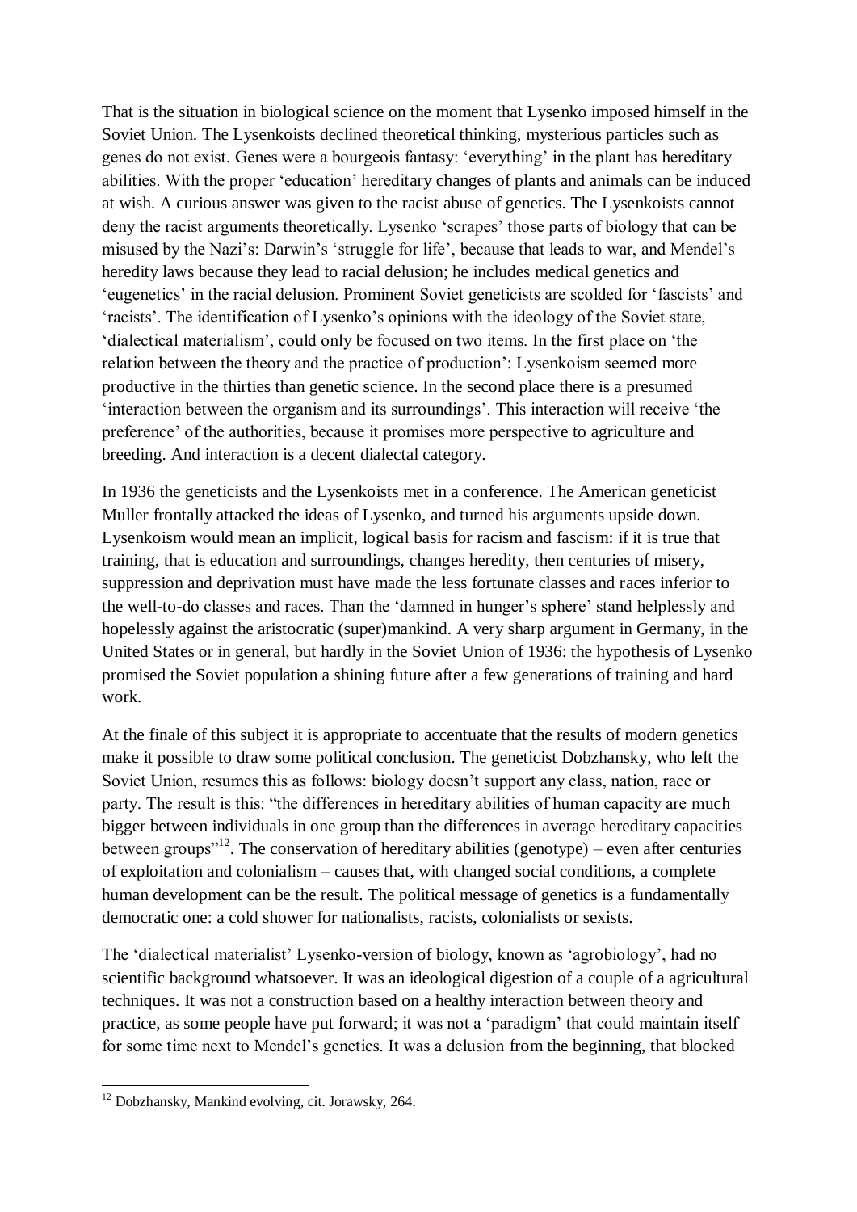That is the situation in biological science on the moment that Lysenko imposed himself in the Soviet Union. The Lysenkoists declined theoretical thinking, mysterious particles such as genes do not exist. Genes were a bourgeois fantasy: 'everything' in the plant has hereditary abilities. With the proper 'education' hereditary changes of plants and animals can be induced at wish. A curious answer was given to the racist abuse of genetics. The Lysenkoists cannot deny the racist arguments theoretically. Lysenko 'scrapes' those parts of biology that can be misused by the Nazi's: Darwin's 'struggle for life', because that leads to war, and Mendel's heredity laws because they lead to racial delusion; he includes medical genetics and 'eugenetics' in the racial delusion. Prominent Soviet geneticists are scolded for 'fascists' and 'racists'. The identification of Lysenko's opinions with the ideology of the Soviet state, 'dialectical materialism', could only be focused on two items. In the first place on 'the relation between the theory and the practice of production': Lysenkoism seemed more productive in the thirties than genetic science. In the second place there is a presumed 'interaction between the organism and its surroundings'. This interaction will receive 'the preference' of the authorities, because it promises more perspective to agriculture and breeding. And interaction is a decent dialectal category.

In 1936 the geneticists and the Lysenkoists met in a conference. The American geneticist Muller frontally attacked the ideas of Lysenko, and turned his arguments upside down. Lysenkoism would mean an implicit, logical basis for racism and fascism: if it is true that training, that is education and surroundings, changes heredity, then centuries of misery, suppression and deprivation must have made the less fortunate classes and races inferior to the well-to-do classes and races. Than the 'damned in hunger's sphere' stand helplessly and hopelessly against the aristocratic (super)mankind. A very sharp argument in Germany, in the United States or in general, but hardly in the Soviet Union of 1936: the hypothesis of Lysenko promised the Soviet population a shining future after a few generations of training and hard work.

At the finale of this subject it is appropriate to accentuate that the results of modern genetics make it possible to draw some political conclusion. The geneticist Dobzhansky, who left the Soviet Union, resumes this as follows: biology doesn't support any class, nation, race or party. The result is this: "the differences in hereditary abilities of human capacity are much bigger between individuals in one group than the differences in average hereditary capacities between groups"[12]. The conservation of hereditary abilities (genotype) – even after centuries of exploitation and colonialism – causes that, with changed social conditions, a complete human development can be the result. The political message of genetics is a fundamentally democratic one: a cold shower for nationalists, racists, colonialists or sexists.

The 'dialectical materialist' Lysenko-version of biology, known as 'agrobiology', had no scientific background whatsoever. It was an ideological digestion of a couple of a agricultural techniques. It was not a construction based on a healthy interaction between theory and practice, as some people have put forward; it was not a 'paradigm' that could maintain itself for some time next to Mendel's genetics. It was a delusion from the beginning, that blocked

[12] Dobzhansky, Mankind evolving, cit. Jorawsky, 264.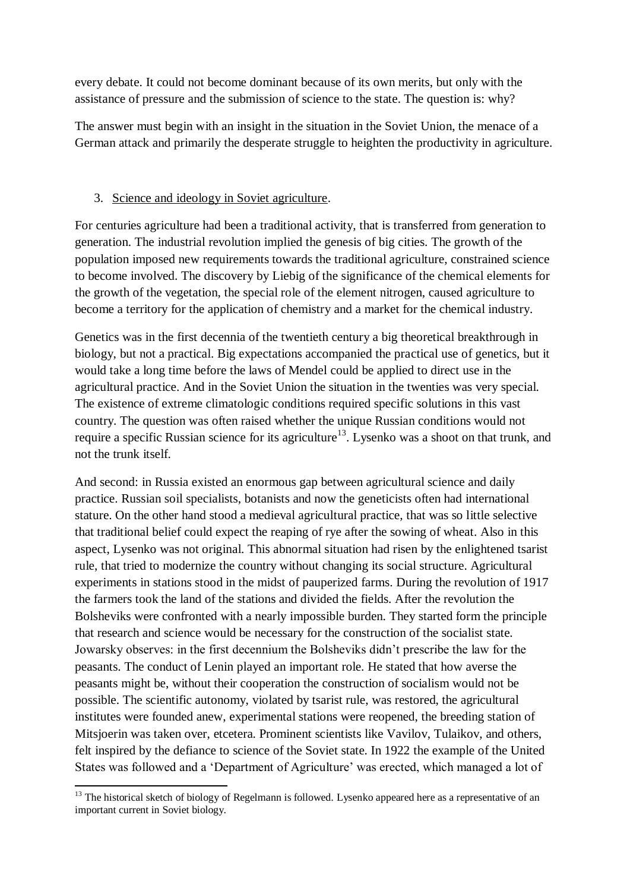every debate. It could not become dominant because of its own merits, but only with the assistance of pressure and the submission of science to the state. The question is: why?

The answer must begin with an insight in the situation in the Soviet Union, the menace of a German attack and primarily the desperate struggle to heighten the productivity in agriculture.

## 3. Science and ideology in Soviet agriculture.

For centuries agriculture had been a traditional activity, that is transferred from generation to generation. The industrial revolution implied the genesis of big cities. The growth of the population imposed new requirements towards the traditional agriculture, constrained science to become involved. The discovery by Liebig of the significance of the chemical elements for the growth of the vegetation, the special role of the element nitrogen, caused agriculture to become a territory for the application of chemistry and a market for the chemical industry.

Genetics was in the first decennia of the twentieth century a big theoretical breakthrough in biology, but not a practical. Big expectations accompanied the practical use of genetics, but it would take a long time before the laws of Mendel could be applied to direct use in the agricultural practice. And in the Soviet Union the situation in the twenties was very special. The existence of extreme climatologic conditions required specific solutions in this vast country. The question was often raised whether the unique Russian conditions would not require a specific Russian science for its agriculture[13]. Lysenko was a shoot on that trunk, and not the trunk itself.

And second: in Russia existed an enormous gap between agricultural science and daily practice. Russian soil specialists, botanists and now the geneticists often had international stature. On the other hand stood a medieval agricultural practice, that was so little selective that traditional belief could expect the reaping of rye after the sowing of wheat. Also in this aspect, Lysenko was not original. This abnormal situation had risen by the enlightened tsarist rule, that tried to modernize the country without changing its social structure. Agricultural experiments in stations stood in the midst of pauperized farms. During the revolution of 1917 the farmers took the land of the stations and divided the fields. After the revolution the Bolsheviks were confronted with a nearly impossible burden. They started form the principle that research and science would be necessary for the construction of the socialist state. Jowarsky observes: in the first decennium the Bolsheviks didn't prescribe the law for the peasants. The conduct of Lenin played an important role. He stated that how averse the peasants might be, without their cooperation the construction of socialism would not be possible. The scientific autonomy, violated by tsarist rule, was restored, the agricultural institutes were founded anew, experimental stations were reopened, the breeding station of Mitsjoerin was taken over, etcetera. Prominent scientists like Vavilov, Tulaikov, and others, felt inspired by the defiance to science of the Soviet state. In 1922 the example of the United States was followed and a 'Department of Agriculture' was erected, which managed a lot of

---

[13] The historical sketch of biology of Regelmann is followed. Lysenko appeared here as a representative of an important current in Soviet biology.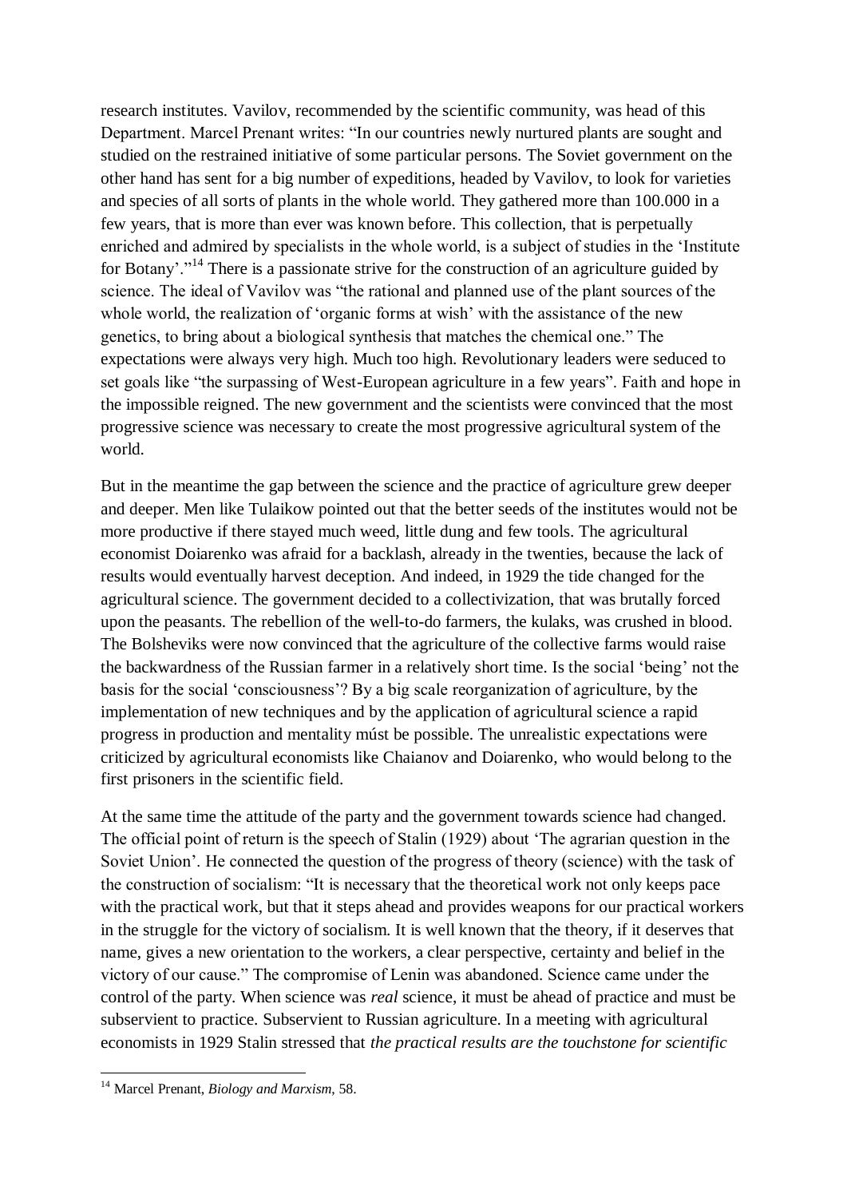research institutes. Vavilov, recommended by the scientific community, was head of this Department. Marcel Prenant writes: "In our countries newly nurtured plants are sought and studied on the restrained initiative of some particular persons. The Soviet government on the other hand has sent for a big number of expeditions, headed by Vavilov, to look for varieties and species of all sorts of plants in the whole world. They gathered more than 100.000 in a few years, that is more than ever was known before. This collection, that is perpetually enriched and admired by specialists in the whole world, is a subject of studies in the 'Institute for Botany'."[14] There is a passionate strive for the construction of an agriculture guided by science. The ideal of Vavilov was "the rational and planned use of the plant sources of the whole world, the realization of 'organic forms at wish' with the assistance of the new genetics, to bring about a biological synthesis that matches the chemical one." The expectations were always very high. Much too high. Revolutionary leaders were seduced to set goals like "the surpassing of West-European agriculture in a few years". Faith and hope in the impossible reigned. The new government and the scientists were convinced that the most progressive science was necessary to create the most progressive agricultural system of the world.

But in the meantime the gap between the science and the practice of agriculture grew deeper and deeper. Men like Tulaikow pointed out that the better seeds of the institutes would not be more productive if there stayed much weed, little dung and few tools. The agricultural economist Doiarenko was afraid for a backlash, already in the twenties, because the lack of results would eventually harvest deception. And indeed, in 1929 the tide changed for the agricultural science. The government decided to a collectivization, that was brutally forced upon the peasants. The rebellion of the well-to-do farmers, the kulaks, was crushed in blood. The Bolsheviks were now convinced that the agriculture of the collective farms would raise the backwardness of the Russian farmer in a relatively short time. Is the social 'being' not the basis for the social 'consciousness'? By a big scale reorganization of agriculture, by the implementation of new techniques and by the application of agricultural science a rapid progress in production and mentality múst be possible. The unrealistic expectations were criticized by agricultural economists like Chaianov and Doiarenko, who would belong to the first prisoners in the scientific field.

At the same time the attitude of the party and the government towards science had changed. The official point of return is the speech of Stalin (1929) about 'The agrarian question in the Soviet Union'. He connected the question of the progress of theory (science) with the task of the construction of socialism: "It is necessary that the theoretical work not only keeps pace with the practical work, but that it steps ahead and provides weapons for our practical workers in the struggle for the victory of socialism. It is well known that the theory, if it deserves that name, gives a new orientation to the workers, a clear perspective, certainty and belief in the victory of our cause." The compromise of Lenin was abandoned. Science came under the control of the party. When science was *real* science, it must be ahead of practice and must be subservient to practice. Subservient to Russian agriculture. In a meeting with agricultural economists in 1929 Stalin stressed that *the practical results are the touchstone for scientific*

[14] Marcel Prenant, *Biology and Marxism*, 58.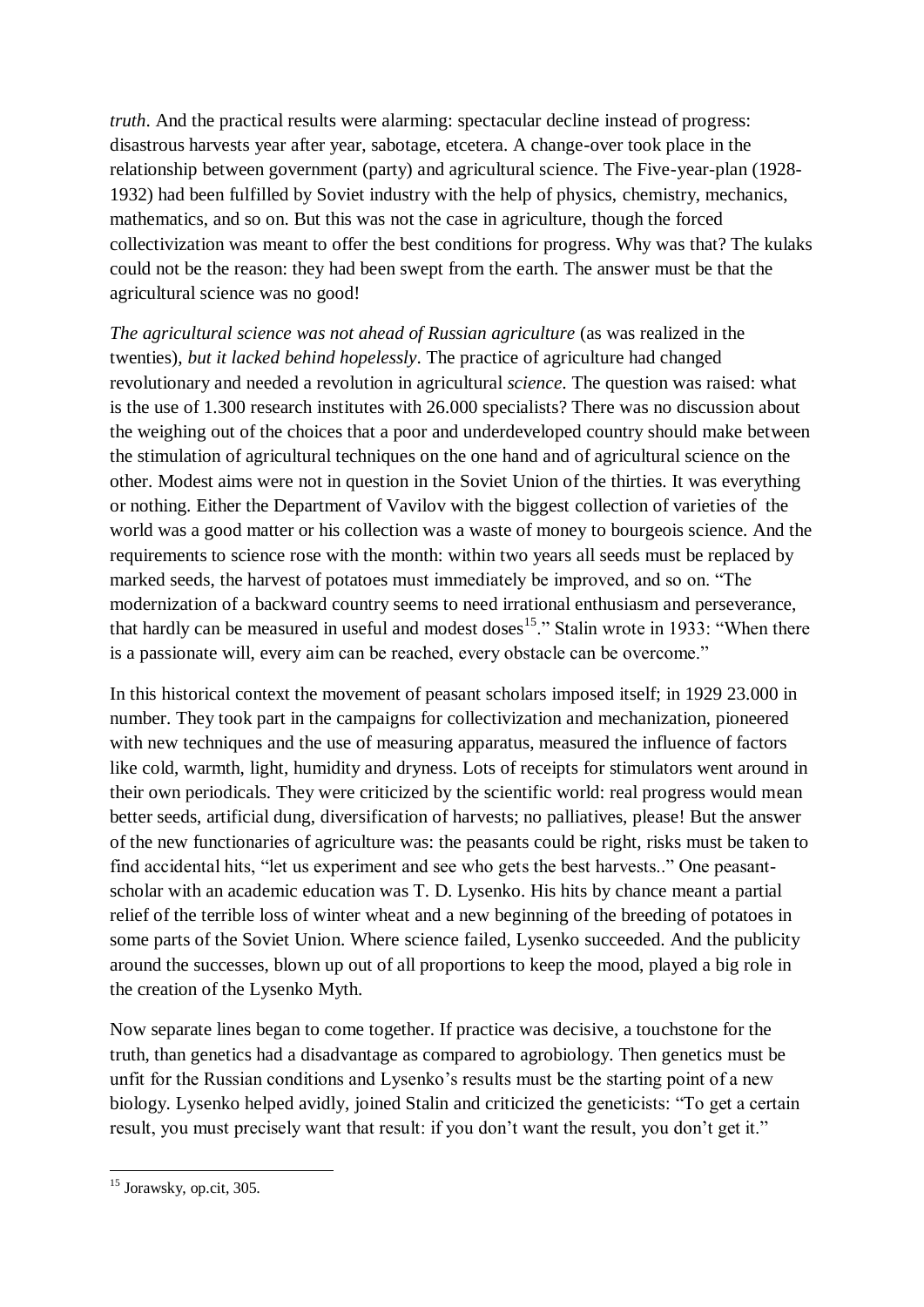*truth*. And the practical results were alarming: spectacular decline instead of progress: disastrous harvests year after year, sabotage, etcetera. A change-over took place in the relationship between government (party) and agricultural science. The Five-year-plan (1928-1932) had been fulfilled by Soviet industry with the help of physics, chemistry, mechanics, mathematics, and so on. But this was not the case in agriculture, though the forced collectivization was meant to offer the best conditions for progress. Why was that? The kulaks could not be the reason: they had been swept from the earth. The answer must be that the agricultural science was no good!

*The agricultural science was not ahead of Russian agriculture* (as was realized in the twenties), *but it lacked behind hopelessly*. The practice of agriculture had changed revolutionary and needed a revolution in agricultural *science*. The question was raised: what is the use of 1.300 research institutes with 26.000 specialists? There was no discussion about the weighing out of the choices that a poor and underdeveloped country should make between the stimulation of agricultural techniques on the one hand and of agricultural science on the other. Modest aims were not in question in the Soviet Union of the thirties. It was everything or nothing. Either the Department of Vavilov with the biggest collection of varieties of the world was a good matter or his collection was a waste of money to bourgeois science. And the requirements to science rose with the month: within two years all seeds must be replaced by marked seeds, the harvest of potatoes must immediately be improved, and so on. "The modernization of a backward country seems to need irrational enthusiasm and perseverance, that hardly can be measured in useful and modest doses[15]." Stalin wrote in 1933: "When there is a passionate will, every aim can be reached, every obstacle can be overcome."

In this historical context the movement of peasant scholars imposed itself; in 1929 23.000 in number. They took part in the campaigns for collectivization and mechanization, pioneered with new techniques and the use of measuring apparatus, measured the influence of factors like cold, warmth, light, humidity and dryness. Lots of receipts for stimulators went around in their own periodicals. They were criticized by the scientific world: real progress would mean better seeds, artificial dung, diversification of harvests; no palliatives, please! But the answer of the new functionaries of agriculture was: the peasants could be right, risks must be taken to find accidental hits, "let us experiment and see who gets the best harvests.." One peasant-scholar with an academic education was T. D. Lysenko. His hits by chance meant a partial relief of the terrible loss of winter wheat and a new beginning of the breeding of potatoes in some parts of the Soviet Union. Where science failed, Lysenko succeeded. And the publicity around the successes, blown up out of all proportions to keep the mood, played a big role in the creation of the Lysenko Myth.

Now separate lines began to come together. If practice was decisive, a touchstone for the truth, than genetics had a disadvantage as compared to agrobiology. Then genetics must be unfit for the Russian conditions and Lysenko's results must be the starting point of a new biology. Lysenko helped avidly, joined Stalin and criticized the geneticists: "To get a certain result, you must precisely want that result: if you don't want the result, you don't get it."

---

[15] Jorawsky, op.cit, 305.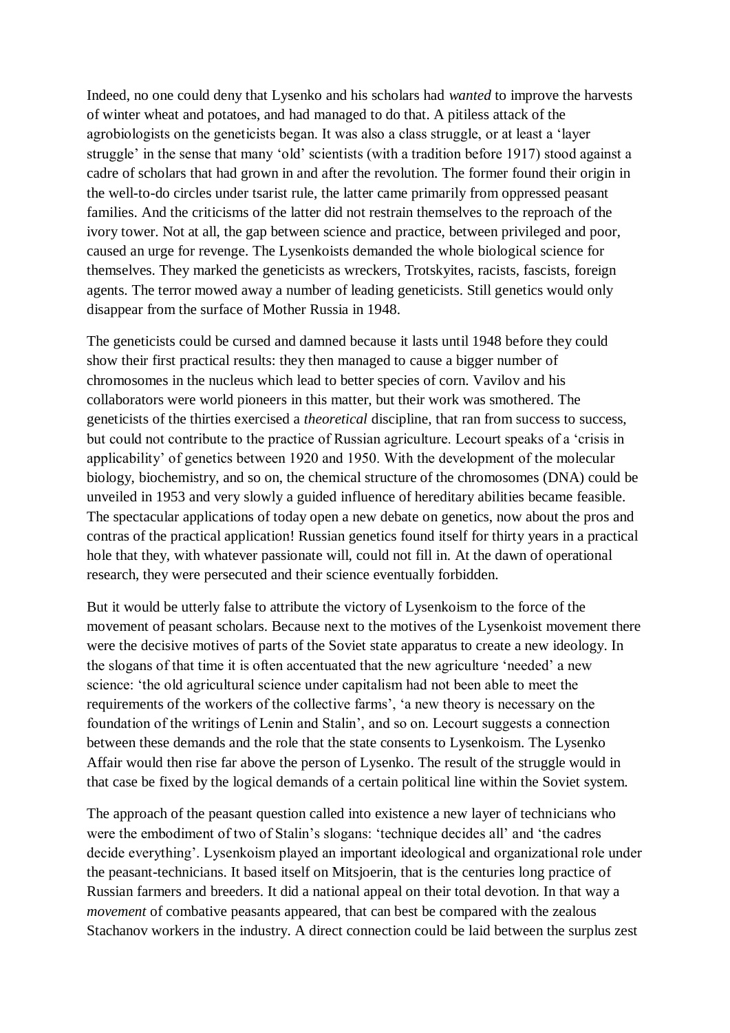Indeed, no one could deny that Lysenko and his scholars had *wanted* to improve the harvests of winter wheat and potatoes, and had managed to do that. A pitiless attack of the agrobiologists on the geneticists began. It was also a class struggle, or at least a 'layer struggle' in the sense that many 'old' scientists (with a tradition before 1917) stood against a cadre of scholars that had grown in and after the revolution. The former found their origin in the well-to-do circles under tsarist rule, the latter came primarily from oppressed peasant families. And the criticisms of the latter did not restrain themselves to the reproach of the ivory tower. Not at all, the gap between science and practice, between privileged and poor, caused an urge for revenge. The Lysenkoists demanded the whole biological science for themselves. They marked the geneticists as wreckers, Trotskyites, racists, fascists, foreign agents. The terror mowed away a number of leading geneticists. Still genetics would only disappear from the surface of Mother Russia in 1948.

The geneticists could be cursed and damned because it lasts until 1948 before they could show their first practical results: they then managed to cause a bigger number of chromosomes in the nucleus which lead to better species of corn. Vavilov and his collaborators were world pioneers in this matter, but their work was smothered. The geneticists of the thirties exercised a *theoretical* discipline, that ran from success to success, but could not contribute to the practice of Russian agriculture. Lecourt speaks of a 'crisis in applicability' of genetics between 1920 and 1950. With the development of the molecular biology, biochemistry, and so on, the chemical structure of the chromosomes (DNA) could be unveiled in 1953 and very slowly a guided influence of hereditary abilities became feasible. The spectacular applications of today open a new debate on genetics, now about the pros and contras of the practical application! Russian genetics found itself for thirty years in a practical hole that they, with whatever passionate will, could not fill in. At the dawn of operational research, they were persecuted and their science eventually forbidden.

But it would be utterly false to attribute the victory of Lysenkoism to the force of the movement of peasant scholars. Because next to the motives of the Lysenkoist movement there were the decisive motives of parts of the Soviet state apparatus to create a new ideology. In the slogans of that time it is often accentuated that the new agriculture 'needed' a new science: 'the old agricultural science under capitalism had not been able to meet the requirements of the workers of the collective farms', 'a new theory is necessary on the foundation of the writings of Lenin and Stalin', and so on. Lecourt suggests a connection between these demands and the role that the state consents to Lysenkoism. The Lysenko Affair would then rise far above the person of Lysenko. The result of the struggle would in that case be fixed by the logical demands of a certain political line within the Soviet system.

The approach of the peasant question called into existence a new layer of technicians who were the embodiment of two of Stalin's slogans: 'technique decides all' and 'the cadres decide everything'. Lysenkoism played an important ideological and organizational role under the peasant-technicians. It based itself on Mitsjoerin, that is the centuries long practice of Russian farmers and breeders. It did a national appeal on their total devotion. In that way a *movement* of combative peasants appeared, that can best be compared with the zealous Stachanov workers in the industry. A direct connection could be laid between the surplus zest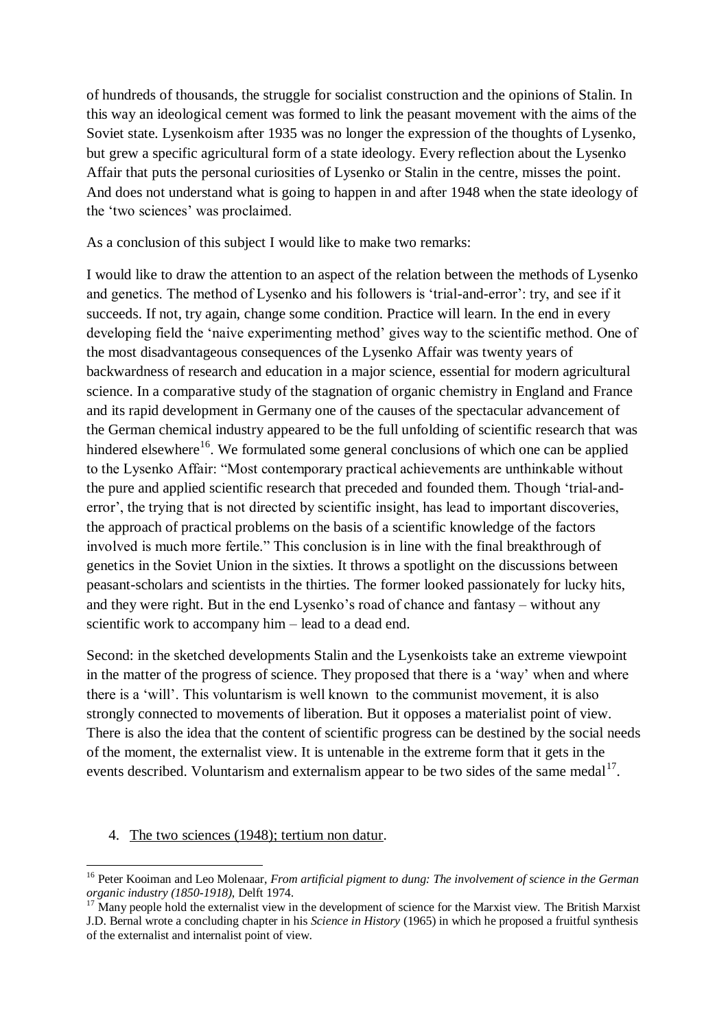of hundreds of thousands, the struggle for socialist construction and the opinions of Stalin. In this way an ideological cement was formed to link the peasant movement with the aims of the Soviet state. Lysenkoism after 1935 was no longer the expression of the thoughts of Lysenko, but grew a specific agricultural form of a state ideology. Every reflection about the Lysenko Affair that puts the personal curiosities of Lysenko or Stalin in the centre, misses the point. And does not understand what is going to happen in and after 1948 when the state ideology of the 'two sciences' was proclaimed.

As a conclusion of this subject I would like to make two remarks:

I would like to draw the attention to an aspect of the relation between the methods of Lysenko and genetics. The method of Lysenko and his followers is 'trial-and-error': try, and see if it succeeds. If not, try again, change some condition. Practice will learn. In the end in every developing field the 'naive experimenting method' gives way to the scientific method. One of the most disadvantageous consequences of the Lysenko Affair was twenty years of backwardness of research and education in a major science, essential for modern agricultural science. In a comparative study of the stagnation of organic chemistry in England and France and its rapid development in Germany one of the causes of the spectacular advancement of the German chemical industry appeared to be the full unfolding of scientific research that was hindered elsewhere[16]. We formulated some general conclusions of which one can be applied to the Lysenko Affair: "Most contemporary practical achievements are unthinkable without the pure and applied scientific research that preceded and founded them. Though 'trial-and-error', the trying that is not directed by scientific insight, has lead to important discoveries, the approach of practical problems on the basis of a scientific knowledge of the factors involved is much more fertile." This conclusion is in line with the final breakthrough of genetics in the Soviet Union in the sixties. It throws a spotlight on the discussions between peasant-scholars and scientists in the thirties. The former looked passionately for lucky hits, and they were right. But in the end Lysenko's road of chance and fantasy – without any scientific work to accompany him – lead to a dead end.

Second: in the sketched developments Stalin and the Lysenkoists take an extreme viewpoint in the matter of the progress of science. They proposed that there is a 'way' when and where there is a 'will'. This voluntarism is well known to the communist movement, it is also strongly connected to movements of liberation. But it opposes a materialist point of view. There is also the idea that the content of scientific progress can be destined by the social needs of the moment, the externalist view. It is untenable in the extreme form that it gets in the events described. Voluntarism and externalism appear to be two sides of the same medal[17].

4. <u>The two sciences (1948); tertium non datur</u>.

---

[16] Peter Kooiman and Leo Molenaar, *From artificial pigment to dung: The involvement of science in the German organic industry (1850-1918)*, Delft 1974.

[17] Many people hold the externalist view in the development of science for the Marxist view. The British Marxist J.D. Bernal wrote a concluding chapter in his *Science in History* (1965) in which he proposed a fruitful synthesis of the externalist and internalist point of view.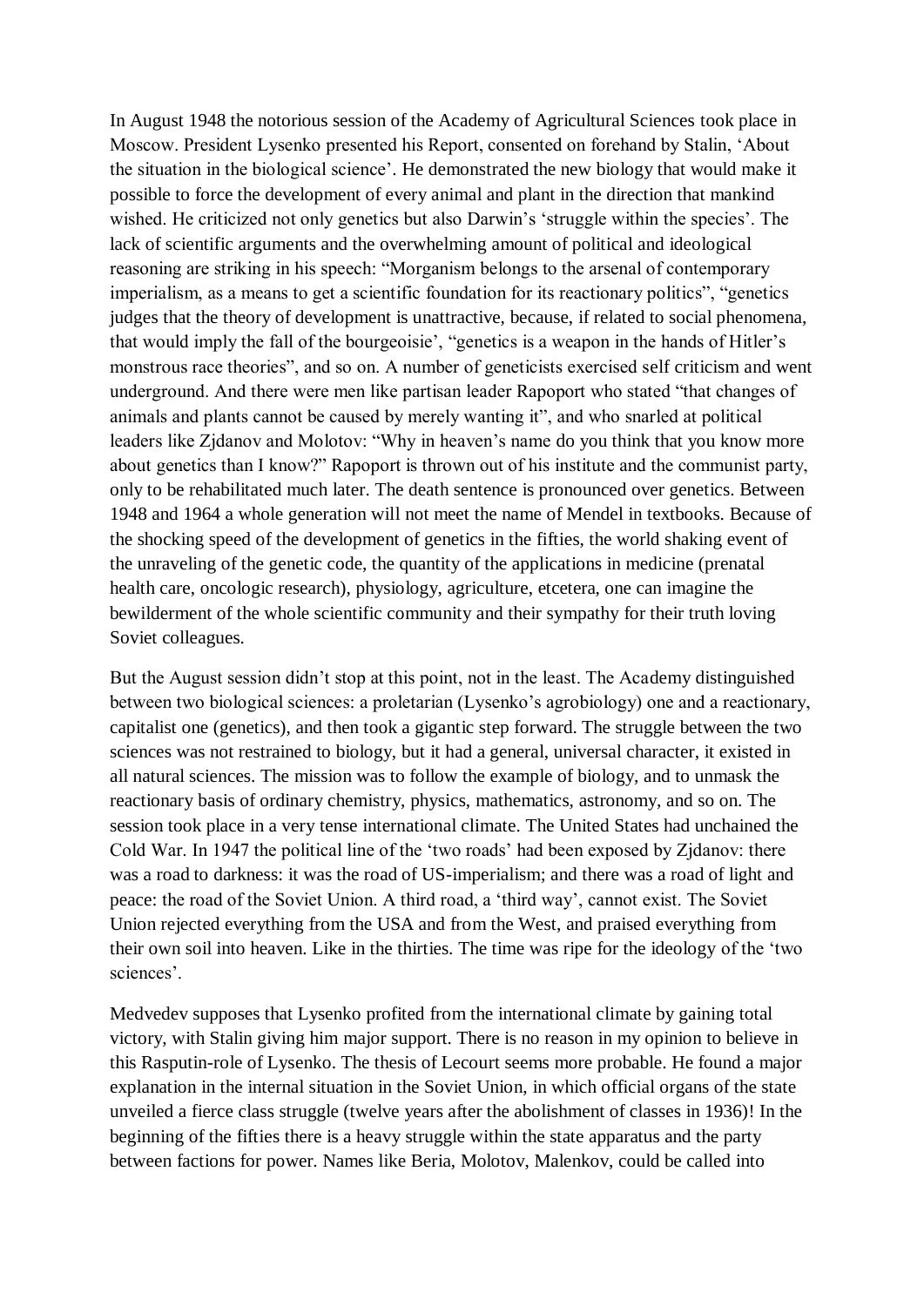In August 1948 the notorious session of the Academy of Agricultural Sciences took place in Moscow. President Lysenko presented his Report, consented on forehand by Stalin, 'About the situation in the biological science'. He demonstrated the new biology that would make it possible to force the development of every animal and plant in the direction that mankind wished. He criticized not only genetics but also Darwin's 'struggle within the species'. The lack of scientific arguments and the overwhelming amount of political and ideological reasoning are striking in his speech: "Morganism belongs to the arsenal of contemporary imperialism, as a means to get a scientific foundation for its reactionary politics", "genetics judges that the theory of development is unattractive, because, if related to social phenomena, that would imply the fall of the bourgeoisie', "genetics is a weapon in the hands of Hitler's monstrous race theories", and so on. A number of geneticists exercised self criticism and went underground. And there were men like partisan leader Rapoport who stated "that changes of animals and plants cannot be caused by merely wanting it", and who snarled at political leaders like Zjdanov and Molotov: "Why in heaven's name do you think that you know more about genetics than I know?" Rapoport is thrown out of his institute and the communist party, only to be rehabilitated much later. The death sentence is pronounced over genetics. Between 1948 and 1964 a whole generation will not meet the name of Mendel in textbooks. Because of the shocking speed of the development of genetics in the fifties, the world shaking event of the unraveling of the genetic code, the quantity of the applications in medicine (prenatal health care, oncologic research), physiology, agriculture, etcetera, one can imagine the bewilderment of the whole scientific community and their sympathy for their truth loving Soviet colleagues.

But the August session didn't stop at this point, not in the least. The Academy distinguished between two biological sciences: a proletarian (Lysenko's agrobiology) one and a reactionary, capitalist one (genetics), and then took a gigantic step forward. The struggle between the two sciences was not restrained to biology, but it had a general, universal character, it existed in all natural sciences. The mission was to follow the example of biology, and to unmask the reactionary basis of ordinary chemistry, physics, mathematics, astronomy, and so on. The session took place in a very tense international climate. The United States had unchained the Cold War. In 1947 the political line of the 'two roads' had been exposed by Zjdanov: there was a road to darkness: it was the road of US-imperialism; and there was a road of light and peace: the road of the Soviet Union. A third road, a 'third way', cannot exist. The Soviet Union rejected everything from the USA and from the West, and praised everything from their own soil into heaven. Like in the thirties. The time was ripe for the ideology of the 'two sciences'.

Medvedev supposes that Lysenko profited from the international climate by gaining total victory, with Stalin giving him major support. There is no reason in my opinion to believe in this Rasputin-role of Lysenko. The thesis of Lecourt seems more probable. He found a major explanation in the internal situation in the Soviet Union, in which official organs of the state unveiled a fierce class struggle (twelve years after the abolishment of classes in 1936)! In the beginning of the fifties there is a heavy struggle within the state apparatus and the party between factions for power. Names like Beria, Molotov, Malenkov, could be called into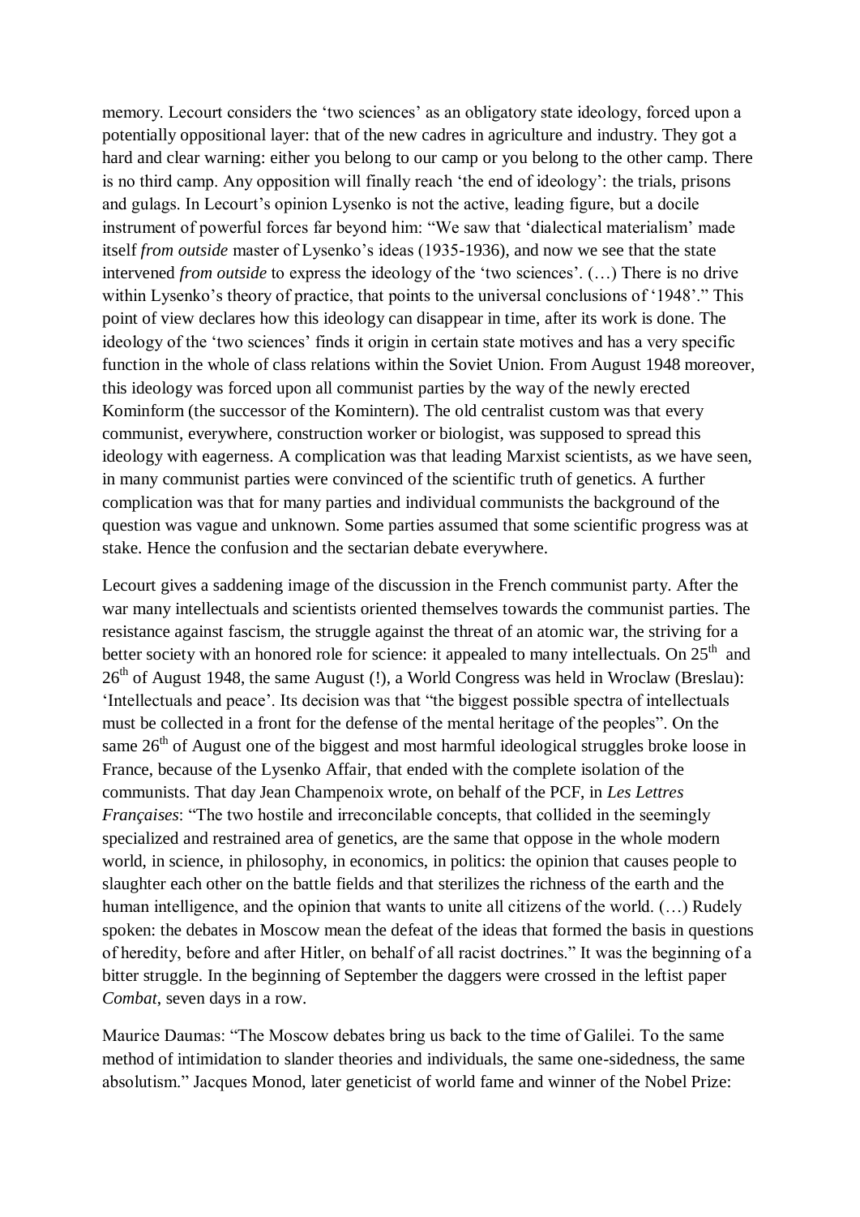memory. Lecourt considers the 'two sciences' as an obligatory state ideology, forced upon a potentially oppositional layer: that of the new cadres in agriculture and industry. They got a hard and clear warning: either you belong to our camp or you belong to the other camp. There is no third camp. Any opposition will finally reach 'the end of ideology': the trials, prisons and gulags. In Lecourt's opinion Lysenko is not the active, leading figure, but a docile instrument of powerful forces far beyond him: "We saw that 'dialectical materialism' made itself *from outside* master of Lysenko's ideas (1935-1936), and now we see that the state intervened *from outside* to express the ideology of the 'two sciences'. (…) There is no drive within Lysenko's theory of practice, that points to the universal conclusions of '1948'." This point of view declares how this ideology can disappear in time, after its work is done. The ideology of the 'two sciences' finds it origin in certain state motives and has a very specific function in the whole of class relations within the Soviet Union. From August 1948 moreover, this ideology was forced upon all communist parties by the way of the newly erected Kominform (the successor of the Komintern). The old centralist custom was that every communist, everywhere, construction worker or biologist, was supposed to spread this ideology with eagerness. A complication was that leading Marxist scientists, as we have seen, in many communist parties were convinced of the scientific truth of genetics. A further complication was that for many parties and individual communists the background of the question was vague and unknown. Some parties assumed that some scientific progress was at stake. Hence the confusion and the sectarian debate everywhere.

Lecourt gives a saddening image of the discussion in the French communist party. After the war many intellectuals and scientists oriented themselves towards the communist parties. The resistance against fascism, the struggle against the threat of an atomic war, the striving for a better society with an honored role for science: it appealed to many intellectuals. On 25th and 26th of August 1948, the same August (!), a World Congress was held in Wroclaw (Breslau): 'Intellectuals and peace'. Its decision was that "the biggest possible spectra of intellectuals must be collected in a front for the defense of the mental heritage of the peoples". On the same 26th of August one of the biggest and most harmful ideological struggles broke loose in France, because of the Lysenko Affair, that ended with the complete isolation of the communists. That day Jean Champenoix wrote, on behalf of the PCF, in *Les Lettres Françaises*: "The two hostile and irreconcilable concepts, that collided in the seemingly specialized and restrained area of genetics, are the same that oppose in the whole modern world, in science, in philosophy, in economics, in politics: the opinion that causes people to slaughter each other on the battle fields and that sterilizes the richness of the earth and the human intelligence, and the opinion that wants to unite all citizens of the world. (…) Rudely spoken: the debates in Moscow mean the defeat of the ideas that formed the basis in questions of heredity, before and after Hitler, on behalf of all racist doctrines." It was the beginning of a bitter struggle. In the beginning of September the daggers were crossed in the leftist paper *Combat*, seven days in a row.

Maurice Daumas: "The Moscow debates bring us back to the time of Galilei. To the same method of intimidation to slander theories and individuals, the same one-sidedness, the same absolutism." Jacques Monod, later geneticist of world fame and winner of the Nobel Prize: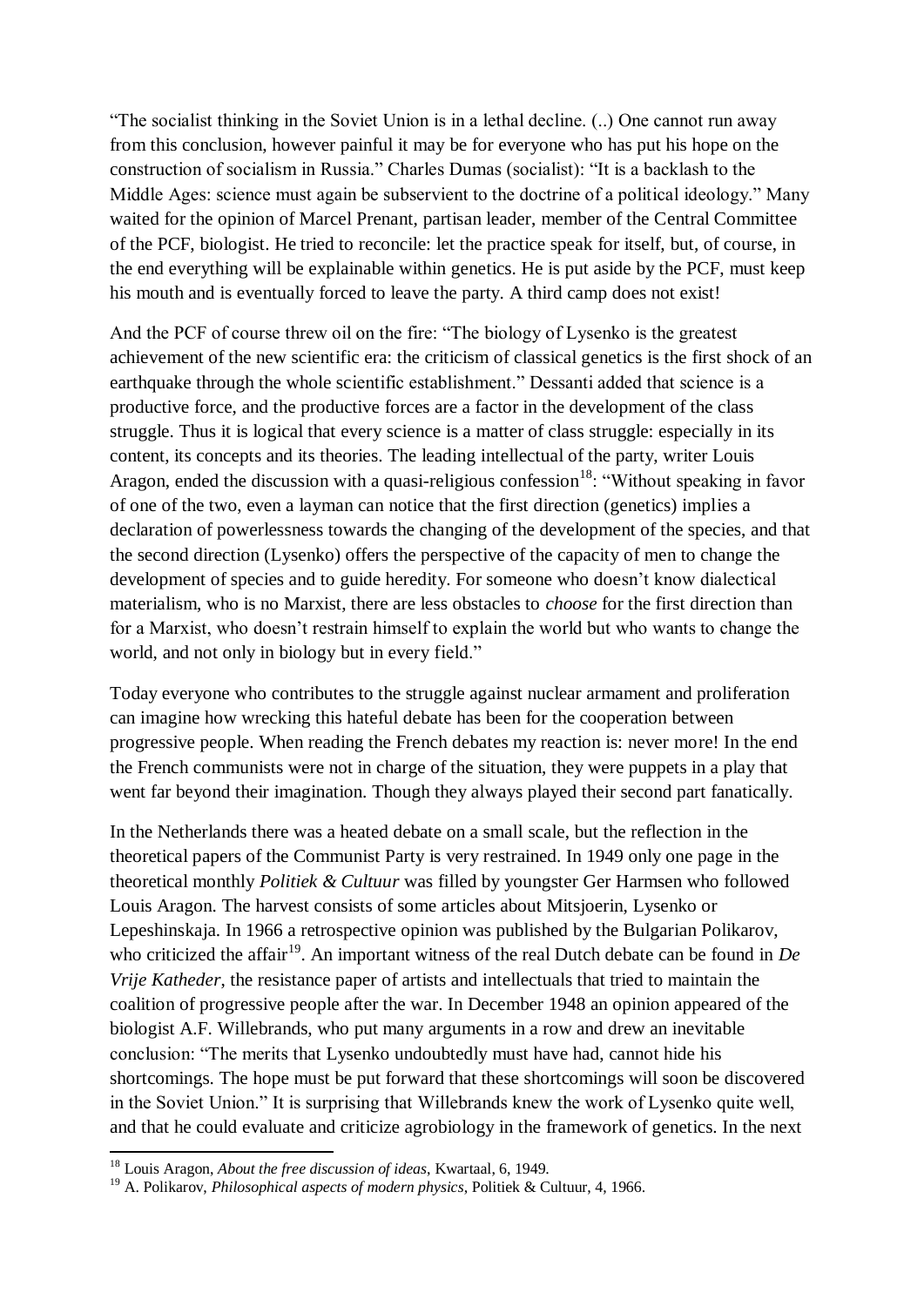"The socialist thinking in the Soviet Union is in a lethal decline. (..) One cannot run away from this conclusion, however painful it may be for everyone who has put his hope on the construction of socialism in Russia." Charles Dumas (socialist): "It is a backlash to the Middle Ages: science must again be subservient to the doctrine of a political ideology." Many waited for the opinion of Marcel Prenant, partisan leader, member of the Central Committee of the PCF, biologist. He tried to reconcile: let the practice speak for itself, but, of course, in the end everything will be explainable within genetics. He is put aside by the PCF, must keep his mouth and is eventually forced to leave the party. A third camp does not exist!

And the PCF of course threw oil on the fire: "The biology of Lysenko is the greatest achievement of the new scientific era: the criticism of classical genetics is the first shock of an earthquake through the whole scientific establishment." Dessanti added that science is a productive force, and the productive forces are a factor in the development of the class struggle. Thus it is logical that every science is a matter of class struggle: especially in its content, its concepts and its theories. The leading intellectual of the party, writer Louis Aragon, ended the discussion with a quasi-religious confession[18]: "Without speaking in favor of one of the two, even a layman can notice that the first direction (genetics) implies a declaration of powerlessness towards the changing of the development of the species, and that the second direction (Lysenko) offers the perspective of the capacity of men to change the development of species and to guide heredity. For someone who doesn't know dialectical materialism, who is no Marxist, there are less obstacles to *choose* for the first direction than for a Marxist, who doesn't restrain himself to explain the world but who wants to change the world, and not only in biology but in every field."

Today everyone who contributes to the struggle against nuclear armament and proliferation can imagine how wrecking this hateful debate has been for the cooperation between progressive people. When reading the French debates my reaction is: never more! In the end the French communists were not in charge of the situation, they were puppets in a play that went far beyond their imagination. Though they always played their second part fanatically.

In the Netherlands there was a heated debate on a small scale, but the reflection in the theoretical papers of the Communist Party is very restrained. In 1949 only one page in the theoretical monthly *Politiek & Cultuur* was filled by youngster Ger Harmsen who followed Louis Aragon. The harvest consists of some articles about Mitsjoerin, Lysenko or Lepeshinskaja. In 1966 a retrospective opinion was published by the Bulgarian Polikarov, who criticized the affair[19]. An important witness of the real Dutch debate can be found in *De Vrije Katheder*, the resistance paper of artists and intellectuals that tried to maintain the coalition of progressive people after the war. In December 1948 an opinion appeared of the biologist A.F. Willebrands, who put many arguments in a row and drew an inevitable conclusion: "The merits that Lysenko undoubtedly must have had, cannot hide his shortcomings. The hope must be put forward that these shortcomings will soon be discovered in the Soviet Union." It is surprising that Willebrands knew the work of Lysenko quite well, and that he could evaluate and criticize agrobiology in the framework of genetics. In the next

[18] Louis Aragon, *About the free discussion of ideas*, Kwartaal, 6, 1949.

[19] A. Polikarov, *Philosophical aspects of modern physics*, Politiek & Cultuur, 4, 1966.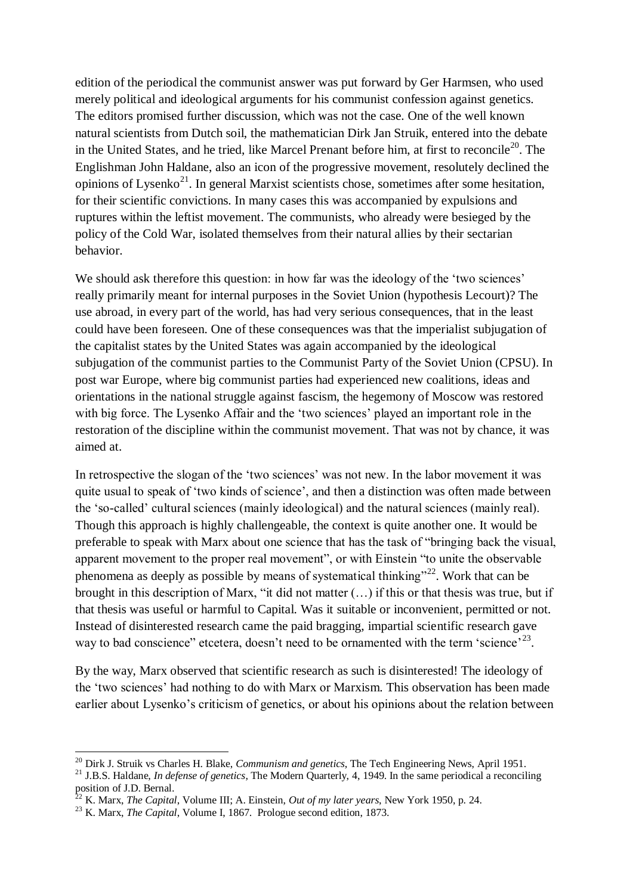edition of the periodical the communist answer was put forward by Ger Harmsen, who used merely political and ideological arguments for his communist confession against genetics. The editors promised further discussion, which was not the case. One of the well known natural scientists from Dutch soil, the mathematician Dirk Jan Struik, entered into the debate in the United States, and he tried, like Marcel Prenant before him, at first to reconcile[20]. The Englishman John Haldane, also an icon of the progressive movement, resolutely declined the opinions of Lysenko[21]. In general Marxist scientists chose, sometimes after some hesitation, for their scientific convictions. In many cases this was accompanied by expulsions and ruptures within the leftist movement. The communists, who already were besieged by the policy of the Cold War, isolated themselves from their natural allies by their sectarian behavior.

We should ask therefore this question: in how far was the ideology of the 'two sciences' really primarily meant for internal purposes in the Soviet Union (hypothesis Lecourt)? The use abroad, in every part of the world, has had very serious consequences, that in the least could have been foreseen. One of these consequences was that the imperialist subjugation of the capitalist states by the United States was again accompanied by the ideological subjugation of the communist parties to the Communist Party of the Soviet Union (CPSU). In post war Europe, where big communist parties had experienced new coalitions, ideas and orientations in the national struggle against fascism, the hegemony of Moscow was restored with big force. The Lysenko Affair and the 'two sciences' played an important role in the restoration of the discipline within the communist movement. That was not by chance, it was aimed at.

In retrospective the slogan of the 'two sciences' was not new. In the labor movement it was quite usual to speak of 'two kinds of science', and then a distinction was often made between the 'so-called' cultural sciences (mainly ideological) and the natural sciences (mainly real). Though this approach is highly challengeable, the context is quite another one. It would be preferable to speak with Marx about one science that has the task of "bringing back the visual, apparent movement to the proper real movement", or with Einstein "to unite the observable phenomena as deeply as possible by means of systematical thinking"[22]. Work that can be brought in this description of Marx, "it did not matter (…) if this or that thesis was true, but if that thesis was useful or harmful to Capital. Was it suitable or inconvenient, permitted or not. Instead of disinterested research came the paid bragging, impartial scientific research gave way to bad conscience" etcetera, doesn't need to be ornamented with the term 'science'[23].

By the way, Marx observed that scientific research as such is disinterested! The ideology of the 'two sciences' had nothing to do with Marx or Marxism. This observation has been made earlier about Lysenko's criticism of genetics, or about his opinions about the relation between

---

[20] Dirk J. Struik vs Charles H. Blake, *Communism and genetics*, The Tech Engineering News, April 1951.

[21] J.B.S. Haldane, *In defense of genetics*, The Modern Quarterly, 4, 1949. In the same periodical a reconciling position of J.D. Bernal.

[22] K. Marx, *The Capital*, Volume III; A. Einstein, *Out of my later years*, New York 1950, p. 24.

[23] K. Marx, *The Capital*, Volume I, 1867. Prologue second edition, 1873.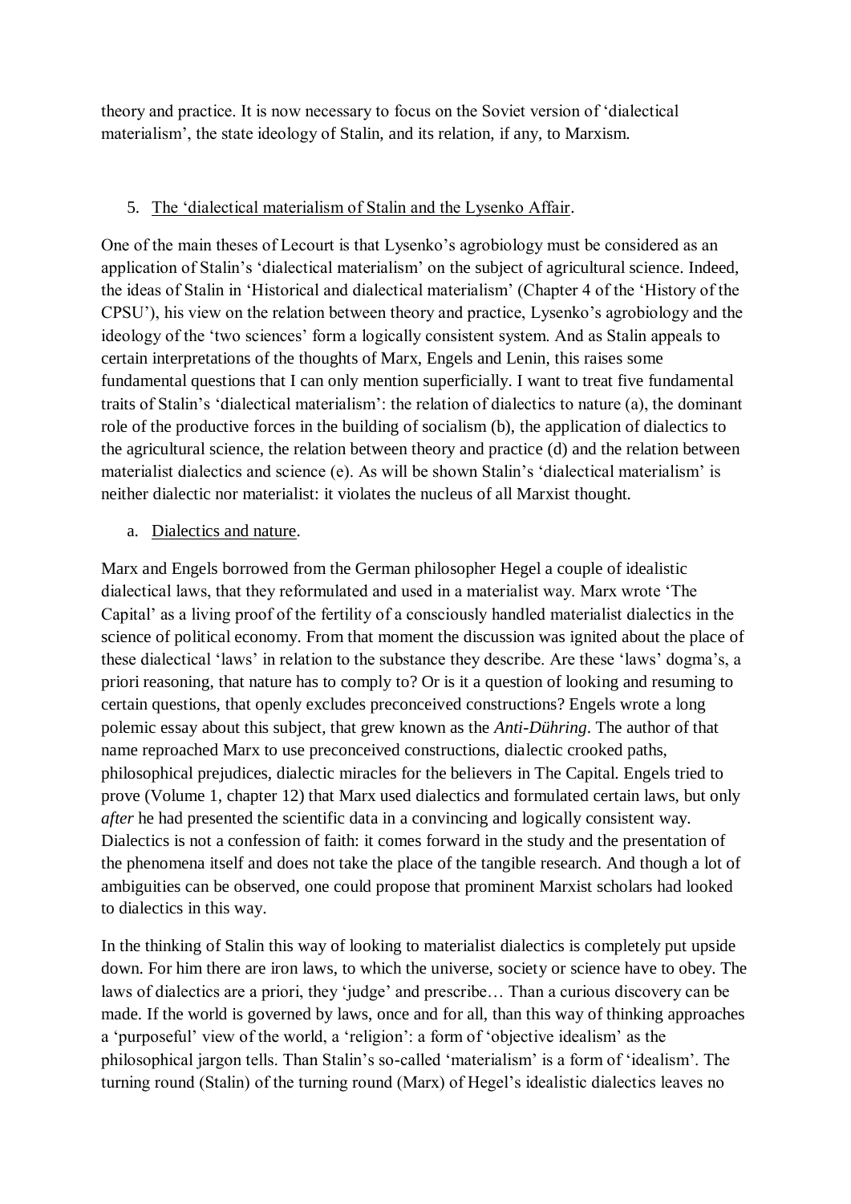theory and practice. It is now necessary to focus on the Soviet version of 'dialectical materialism', the state ideology of Stalin, and its relation, if any, to Marxism.

5. The 'dialectical materialism of Stalin and the Lysenko Affair.

One of the main theses of Lecourt is that Lysenko's agrobiology must be considered as an application of Stalin's 'dialectical materialism' on the subject of agricultural science. Indeed, the ideas of Stalin in 'Historical and dialectical materialism' (Chapter 4 of the 'History of the CPSU'), his view on the relation between theory and practice, Lysenko's agrobiology and the ideology of the 'two sciences' form a logically consistent system. And as Stalin appeals to certain interpretations of the thoughts of Marx, Engels and Lenin, this raises some fundamental questions that I can only mention superficially. I want to treat five fundamental traits of Stalin's 'dialectical materialism': the relation of dialectics to nature (a), the dominant role of the productive forces in the building of socialism (b), the application of dialectics to the agricultural science, the relation between theory and practice (d) and the relation between materialist dialectics and science (e). As will be shown Stalin's 'dialectical materialism' is neither dialectic nor materialist: it violates the nucleus of all Marxist thought.

a. Dialectics and nature.

Marx and Engels borrowed from the German philosopher Hegel a couple of idealistic dialectical laws, that they reformulated and used in a materialist way. Marx wrote 'The Capital' as a living proof of the fertility of a consciously handled materialist dialectics in the science of political economy. From that moment the discussion was ignited about the place of these dialectical 'laws' in relation to the substance they describe. Are these 'laws' dogma's, a priori reasoning, that nature has to comply to? Or is it a question of looking and resuming to certain questions, that openly excludes preconceived constructions? Engels wrote a long polemic essay about this subject, that grew known as the *Anti-Dühring*. The author of that name reproached Marx to use preconceived constructions, dialectic crooked paths, philosophical prejudices, dialectic miracles for the believers in The Capital. Engels tried to prove (Volume 1, chapter 12) that Marx used dialectics and formulated certain laws, but only *after* he had presented the scientific data in a convincing and logically consistent way. Dialectics is not a confession of faith: it comes forward in the study and the presentation of the phenomena itself and does not take the place of the tangible research. And though a lot of ambiguities can be observed, one could propose that prominent Marxist scholars had looked to dialectics in this way.

In the thinking of Stalin this way of looking to materialist dialectics is completely put upside down. For him there are iron laws, to which the universe, society or science have to obey. The laws of dialectics are a priori, they 'judge' and prescribe… Than a curious discovery can be made. If the world is governed by laws, once and for all, than this way of thinking approaches a 'purposeful' view of the world, a 'religion': a form of 'objective idealism' as the philosophical jargon tells. Than Stalin's so-called 'materialism' is a form of 'idealism'. The turning round (Stalin) of the turning round (Marx) of Hegel's idealistic dialectics leaves no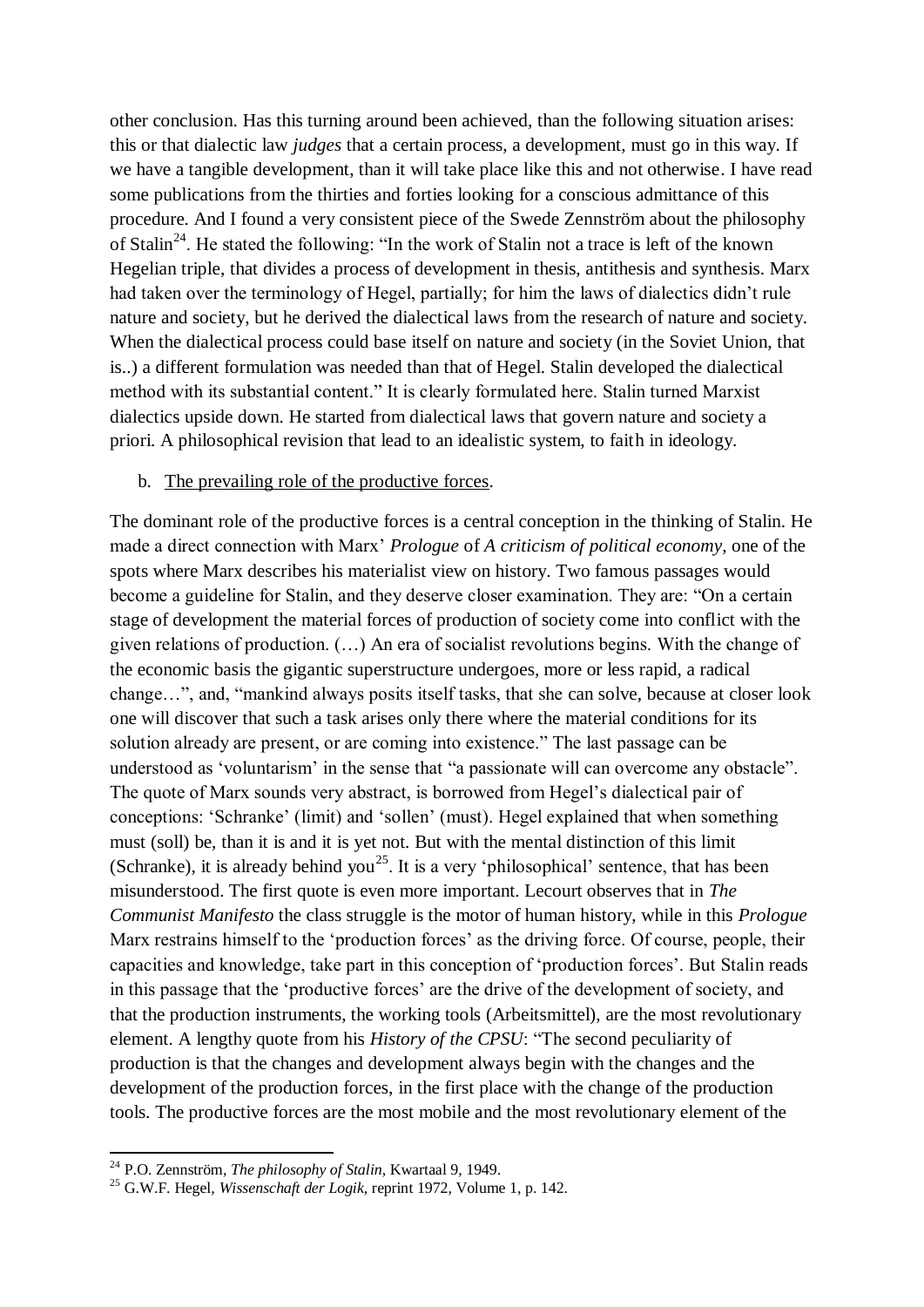other conclusion. Has this turning around been achieved, than the following situation arises: this or that dialectic law *judges* that a certain process, a development, must go in this way. If we have a tangible development, than it will take place like this and not otherwise. I have read some publications from the thirties and forties looking for a conscious admittance of this procedure. And I found a very consistent piece of the Swede Zennström about the philosophy of Stalin[24]. He stated the following: "In the work of Stalin not a trace is left of the known Hegelian triple, that divides a process of development in thesis, antithesis and synthesis. Marx had taken over the terminology of Hegel, partially; for him the laws of dialectics didn't rule nature and society, but he derived the dialectical laws from the research of nature and society. When the dialectical process could base itself on nature and society (in the Soviet Union, that is..) a different formulation was needed than that of Hegel. Stalin developed the dialectical method with its substantial content." It is clearly formulated here. Stalin turned Marxist dialectics upside down. He started from dialectical laws that govern nature and society a priori. A philosophical revision that lead to an idealistic system, to faith in ideology.

b. <u>The prevailing role of the productive forces</u>.

The dominant role of the productive forces is a central conception in the thinking of Stalin. He made a direct connection with Marx' *Prologue* of *A criticism of political economy*, one of the spots where Marx describes his materialist view on history. Two famous passages would become a guideline for Stalin, and they deserve closer examination. They are: "On a certain stage of development the material forces of production of society come into conflict with the given relations of production. (…) An era of socialist revolutions begins. With the change of the economic basis the gigantic superstructure undergoes, more or less rapid, a radical change…", and, "mankind always posits itself tasks, that she can solve, because at closer look one will discover that such a task arises only there where the material conditions for its solution already are present, or are coming into existence." The last passage can be understood as 'voluntarism' in the sense that "a passionate will can overcome any obstacle". The quote of Marx sounds very abstract, is borrowed from Hegel's dialectical pair of conceptions: 'Schranke' (limit) and 'sollen' (must). Hegel explained that when something must (soll) be, than it is and it is yet not. But with the mental distinction of this limit (Schranke), it is already behind you[25]. It is a very 'philosophical' sentence, that has been misunderstood. The first quote is even more important. Lecourt observes that in *The Communist Manifesto* the class struggle is the motor of human history, while in this *Prologue* Marx restrains himself to the 'production forces' as the driving force. Of course, people, their capacities and knowledge, take part in this conception of 'production forces'. But Stalin reads in this passage that the 'productive forces' are the drive of the development of society, and that the production instruments, the working tools (Arbeitsmittel), are the most revolutionary element. A lengthy quote from his *History of the CPSU*: "The second peculiarity of production is that the changes and development always begin with the changes and the development of the production forces, in the first place with the change of the production tools. The productive forces are the most mobile and the most revolutionary element of the

[24] P.O. Zennström, *The philosophy of Stalin*, Kwartaal 9, 1949.

[25] G.W.F. Hegel, *Wissenschaft der Logik*, reprint 1972, Volume 1, p. 142.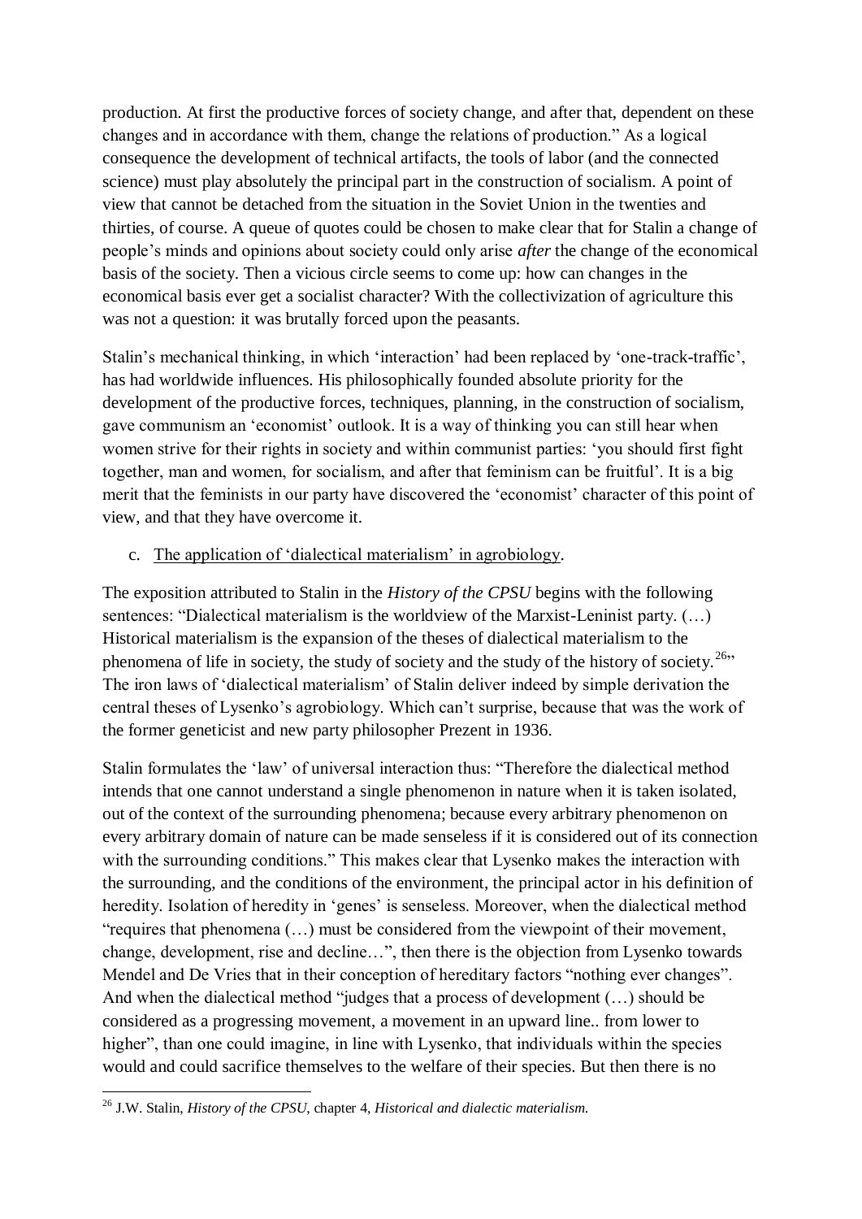production. At first the productive forces of society change, and after that, dependent on these changes and in accordance with them, change the relations of production." As a logical consequence the development of technical artifacts, the tools of labor (and the connected science) must play absolutely the principal part in the construction of socialism. A point of view that cannot be detached from the situation in the Soviet Union in the twenties and thirties, of course. A queue of quotes could be chosen to make clear that for Stalin a change of people's minds and opinions about society could only arise *after* the change of the economical basis of the society. Then a vicious circle seems to come up: how can changes in the economical basis ever get a socialist character? With the collectivization of agriculture this was not a question: it was brutally forced upon the peasants.

Stalin's mechanical thinking, in which 'interaction' had been replaced by 'one-track-traffic', has had worldwide influences. His philosophically founded absolute priority for the development of the productive forces, techniques, planning, in the construction of socialism, gave communism an 'economist' outlook. It is a way of thinking you can still hear when women strive for their rights in society and within communist parties: 'you should first fight together, man and women, for socialism, and after that feminism can be fruitful'. It is a big merit that the feminists in our party have discovered the 'economist' character of this point of view, and that they have overcome it.

c. The application of 'dialectical materialism' in agrobiology.

The exposition attributed to Stalin in the *History of the CPSU* begins with the following sentences: "Dialectical materialism is the worldview of the Marxist-Leninist party. (…) Historical materialism is the expansion of the theses of dialectical materialism to the phenomena of life in society, the study of society and the study of the history of society.[26]" The iron laws of 'dialectical materialism' of Stalin deliver indeed by simple derivation the central theses of Lysenko's agrobiology. Which can't surprise, because that was the work of the former geneticist and new party philosopher Prezent in 1936.

Stalin formulates the 'law' of universal interaction thus: "Therefore the dialectical method intends that one cannot understand a single phenomenon in nature when it is taken isolated, out of the context of the surrounding phenomena; because every arbitrary phenomenon on every arbitrary domain of nature can be made senseless if it is considered out of its connection with the surrounding conditions." This makes clear that Lysenko makes the interaction with the surrounding, and the conditions of the environment, the principal actor in his definition of heredity. Isolation of heredity in 'genes' is senseless. Moreover, when the dialectical method "requires that phenomena (…) must be considered from the viewpoint of their movement, change, development, rise and decline…", then there is the objection from Lysenko towards Mendel and De Vries that in their conception of hereditary factors "nothing ever changes". And when the dialectical method "judges that a process of development (…) should be considered as a progressing movement, a movement in an upward line.. from lower to higher", than one could imagine, in line with Lysenko, that individuals within the species would and could sacrifice themselves to the welfare of their species. But then there is no

---

[26] J.W. Stalin, *History of the CPSU*, chapter 4, *Historical and dialectic materialism.*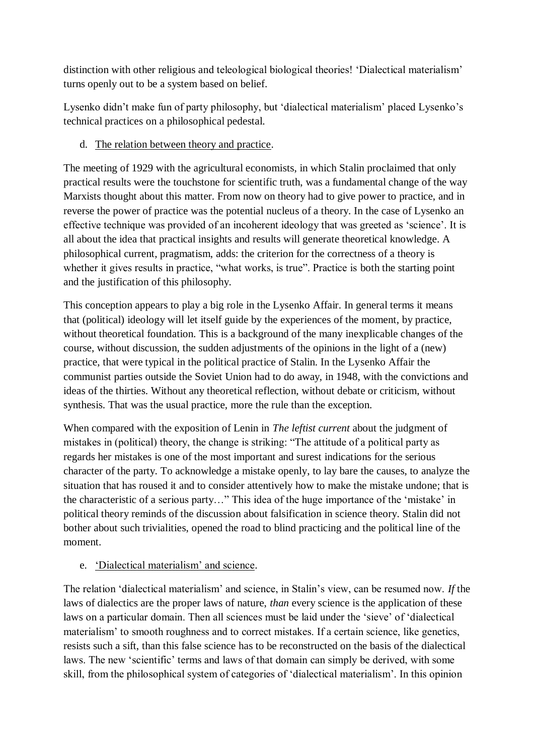distinction with other religious and teleological biological theories! 'Dialectical materialism' turns openly out to be a system based on belief.

Lysenko didn't make fun of party philosophy, but 'dialectical materialism' placed Lysenko's technical practices on a philosophical pedestal.

d. The relation between theory and practice.

The meeting of 1929 with the agricultural economists, in which Stalin proclaimed that only practical results were the touchstone for scientific truth, was a fundamental change of the way Marxists thought about this matter. From now on theory had to give power to practice, and in reverse the power of practice was the potential nucleus of a theory. In the case of Lysenko an effective technique was provided of an incoherent ideology that was greeted as 'science'. It is all about the idea that practical insights and results will generate theoretical knowledge. A philosophical current, pragmatism, adds: the criterion for the correctness of a theory is whether it gives results in practice, "what works, is true". Practice is both the starting point and the justification of this philosophy.

This conception appears to play a big role in the Lysenko Affair. In general terms it means that (political) ideology will let itself guide by the experiences of the moment, by practice, without theoretical foundation. This is a background of the many inexplicable changes of the course, without discussion, the sudden adjustments of the opinions in the light of a (new) practice, that were typical in the political practice of Stalin. In the Lysenko Affair the communist parties outside the Soviet Union had to do away, in 1948, with the convictions and ideas of the thirties. Without any theoretical reflection, without debate or criticism, without synthesis. That was the usual practice, more the rule than the exception.

When compared with the exposition of Lenin in *The leftist current* about the judgment of mistakes in (political) theory, the change is striking: "The attitude of a political party as regards her mistakes is one of the most important and surest indications for the serious character of the party. To acknowledge a mistake openly, to lay bare the causes, to analyze the situation that has roused it and to consider attentively how to make the mistake undone; that is the characteristic of a serious party…" This idea of the huge importance of the 'mistake' in political theory reminds of the discussion about falsification in science theory. Stalin did not bother about such trivialities, opened the road to blind practicing and the political line of the moment.

e. 'Dialectical materialism' and science.

The relation 'dialectical materialism' and science, in Stalin's view, can be resumed now. *If* the laws of dialectics are the proper laws of nature, *than* every science is the application of these laws on a particular domain. Then all sciences must be laid under the 'sieve' of 'dialectical materialism' to smooth roughness and to correct mistakes. If a certain science, like genetics, resists such a sift, than this false science has to be reconstructed on the basis of the dialectical laws. The new 'scientific' terms and laws of that domain can simply be derived, with some skill, from the philosophical system of categories of 'dialectical materialism'. In this opinion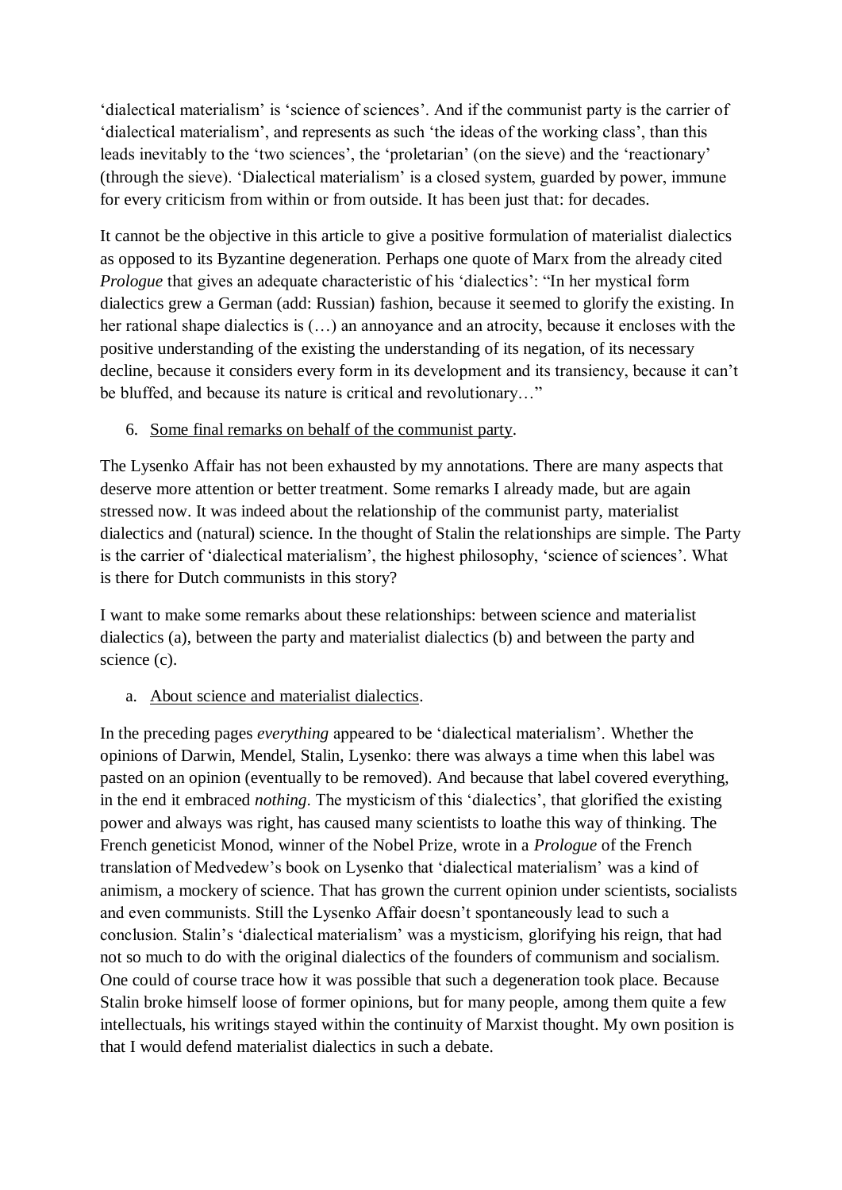'dialectical materialism' is 'science of sciences'. And if the communist party is the carrier of 'dialectical materialism', and represents as such 'the ideas of the working class', than this leads inevitably to the 'two sciences', the 'proletarian' (on the sieve) and the 'reactionary' (through the sieve). 'Dialectical materialism' is a closed system, guarded by power, immune for every criticism from within or from outside. It has been just that: for decades.

It cannot be the objective in this article to give a positive formulation of materialist dialectics as opposed to its Byzantine degeneration. Perhaps one quote of Marx from the already cited *Prologue* that gives an adequate characteristic of his 'dialectics': "In her mystical form dialectics grew a German (add: Russian) fashion, because it seemed to glorify the existing. In her rational shape dialectics is (…) an annoyance and an atrocity, because it encloses with the positive understanding of the existing the understanding of its negation, of its necessary decline, because it considers every form in its development and its transiency, because it can't be bluffed, and because its nature is critical and revolutionary…"

6. <u>Some final remarks on behalf of the communist party</u>.

The Lysenko Affair has not been exhausted by my annotations. There are many aspects that deserve more attention or better treatment. Some remarks I already made, but are again stressed now. It was indeed about the relationship of the communist party, materialist dialectics and (natural) science. In the thought of Stalin the relationships are simple. The Party is the carrier of 'dialectical materialism', the highest philosophy, 'science of sciences'. What is there for Dutch communists in this story?

I want to make some remarks about these relationships: between science and materialist dialectics (a), between the party and materialist dialectics (b) and between the party and science (c).

a. <u>About science and materialist dialectics</u>.

In the preceding pages *everything* appeared to be 'dialectical materialism'. Whether the opinions of Darwin, Mendel, Stalin, Lysenko: there was always a time when this label was pasted on an opinion (eventually to be removed). And because that label covered everything, in the end it embraced *nothing*. The mysticism of this 'dialectics', that glorified the existing power and always was right, has caused many scientists to loathe this way of thinking. The French geneticist Monod, winner of the Nobel Prize, wrote in a *Prologue* of the French translation of Medvedew's book on Lysenko that 'dialectical materialism' was a kind of animism, a mockery of science. That has grown the current opinion under scientists, socialists and even communists. Still the Lysenko Affair doesn't spontaneously lead to such a conclusion. Stalin's 'dialectical materialism' was a mysticism, glorifying his reign, that had not so much to do with the original dialectics of the founders of communism and socialism. One could of course trace how it was possible that such a degeneration took place. Because Stalin broke himself loose of former opinions, but for many people, among them quite a few intellectuals, his writings stayed within the continuity of Marxist thought. My own position is that I would defend materialist dialectics in such a debate.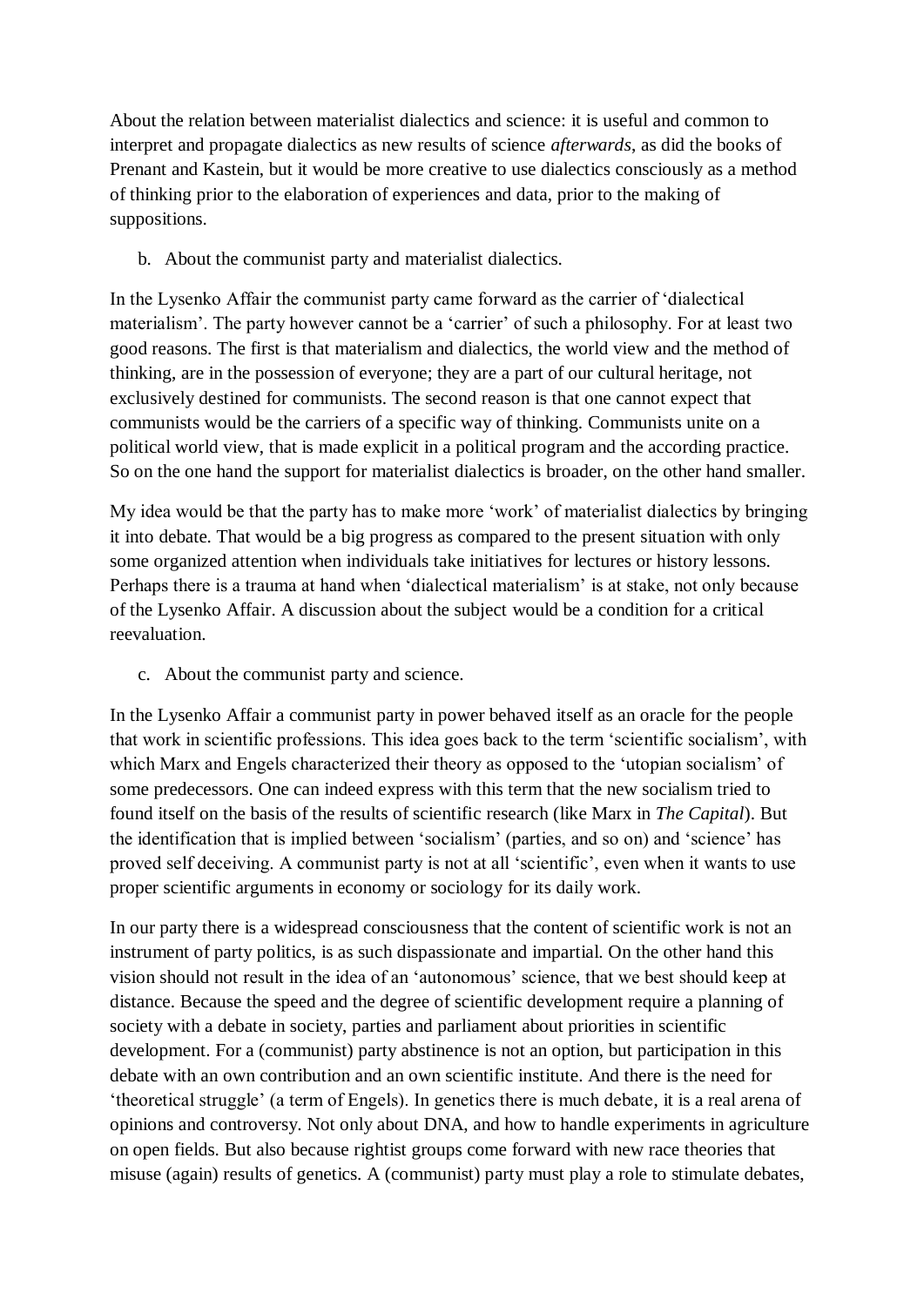About the relation between materialist dialectics and science: it is useful and common to interpret and propagate dialectics as new results of science *afterwards*, as did the books of Prenant and Kastein, but it would be more creative to use dialectics consciously as a method of thinking prior to the elaboration of experiences and data, prior to the making of suppositions.

b. About the communist party and materialist dialectics.

In the Lysenko Affair the communist party came forward as the carrier of 'dialectical materialism'. The party however cannot be a 'carrier' of such a philosophy. For at least two good reasons. The first is that materialism and dialectics, the world view and the method of thinking, are in the possession of everyone; they are a part of our cultural heritage, not exclusively destined for communists. The second reason is that one cannot expect that communists would be the carriers of a specific way of thinking. Communists unite on a political world view, that is made explicit in a political program and the according practice. So on the one hand the support for materialist dialectics is broader, on the other hand smaller.

My idea would be that the party has to make more 'work' of materialist dialectics by bringing it into debate. That would be a big progress as compared to the present situation with only some organized attention when individuals take initiatives for lectures or history lessons. Perhaps there is a trauma at hand when 'dialectical materialism' is at stake, not only because of the Lysenko Affair. A discussion about the subject would be a condition for a critical reevaluation.

c. About the communist party and science.

In the Lysenko Affair a communist party in power behaved itself as an oracle for the people that work in scientific professions. This idea goes back to the term 'scientific socialism', with which Marx and Engels characterized their theory as opposed to the 'utopian socialism' of some predecessors. One can indeed express with this term that the new socialism tried to found itself on the basis of the results of scientific research (like Marx in *The Capital*). But the identification that is implied between 'socialism' (parties, and so on) and 'science' has proved self deceiving. A communist party is not at all 'scientific', even when it wants to use proper scientific arguments in economy or sociology for its daily work.

In our party there is a widespread consciousness that the content of scientific work is not an instrument of party politics, is as such dispassionate and impartial. On the other hand this vision should not result in the idea of an 'autonomous' science, that we best should keep at distance. Because the speed and the degree of scientific development require a planning of society with a debate in society, parties and parliament about priorities in scientific development. For a (communist) party abstinence is not an option, but participation in this debate with an own contribution and an own scientific institute. And there is the need for 'theoretical struggle' (a term of Engels). In genetics there is much debate, it is a real arena of opinions and controversy. Not only about DNA, and how to handle experiments in agriculture on open fields. But also because rightist groups come forward with new race theories that misuse (again) results of genetics. A (communist) party must play a role to stimulate debates,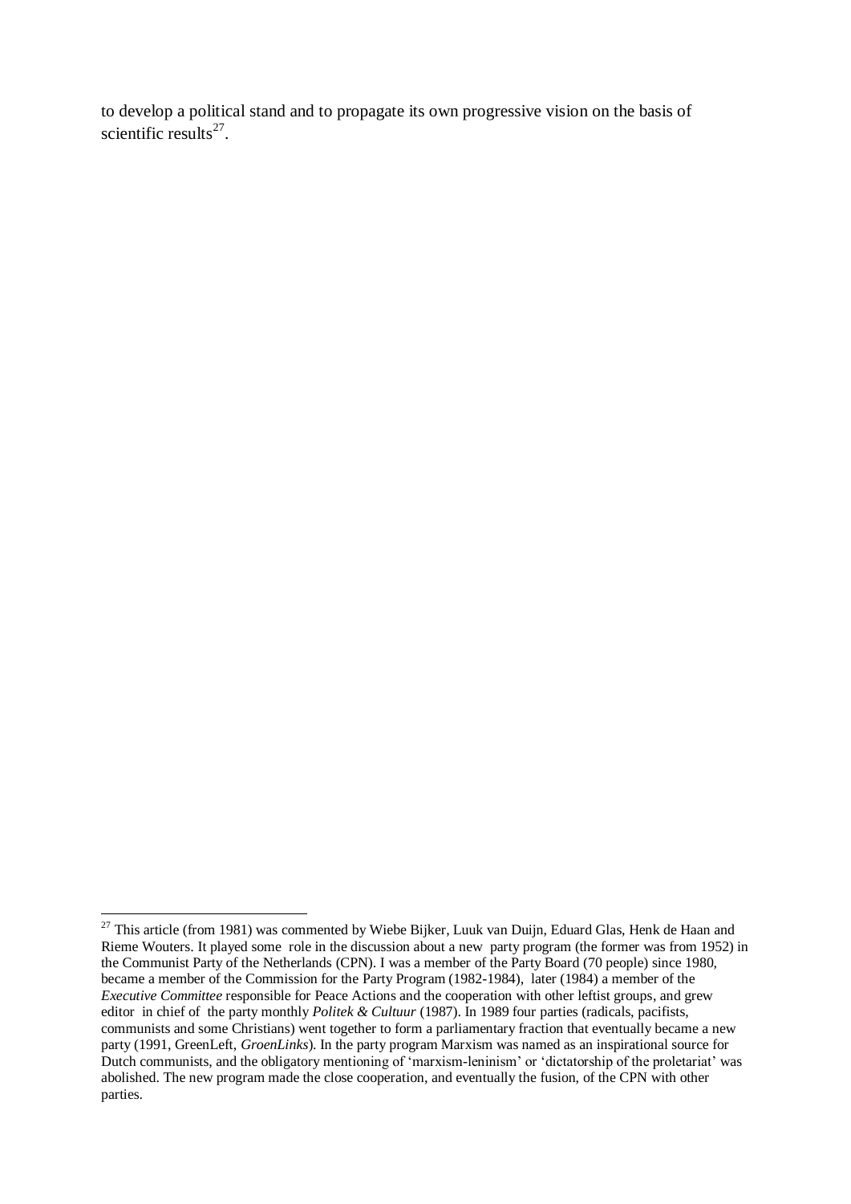to develop a political stand and to propagate its own progressive vision on the basis of scientific results[27].

---

[27] This article (from 1981) was commented by Wiebe Bijker, Luuk van Duijn, Eduard Glas, Henk de Haan and Rieme Wouters. It played some role in the discussion about a new party program (the former was from 1952) in the Communist Party of the Netherlands (CPN). I was a member of the Party Board (70 people) since 1980, became a member of the Commission for the Party Program (1982-1984), later (1984) a member of the *Executive Committee* responsible for Peace Actions and the cooperation with other leftist groups, and grew editor in chief of the party monthly *Politek & Cultuur* (1987). In 1989 four parties (radicals, pacifists, communists and some Christians) went together to form a parliamentary fraction that eventually became a new party (1991, GreenLeft, *GroenLinks*). In the party program Marxism was named as an inspirational source for Dutch communists, and the obligatory mentioning of 'marxism-leninism' or 'dictatorship of the proletariat' was abolished. The new program made the close cooperation, and eventually the fusion, of the CPN with other parties.